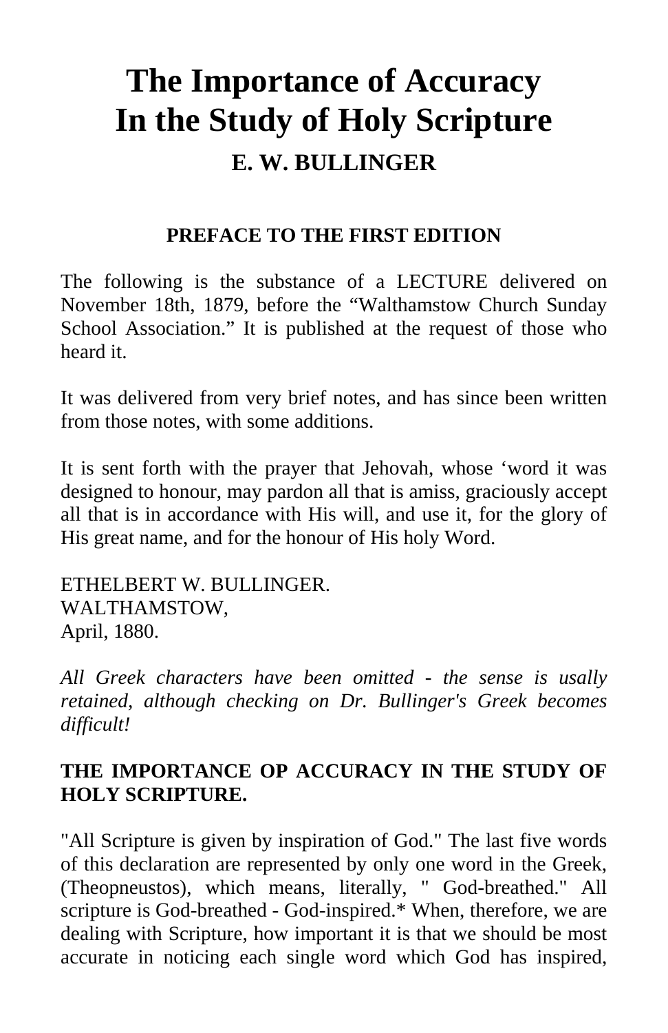# The Importance of Accuracy In the Study of Holy Scripture

## E. W. BULLINGER

### PREFACE TO THE FIRST EDITION

The following is the substance of a LECTURE delivered on November 18th, 1879, before the “Walthamstow Church Sunday School Association.” It is published at the request of those who heard it.

It was delivered from very brief notes, and has since been written from those notes, with some additions.

It is sent forth with the prayer that Jehovah, whose ‘word it was designed to honour, may pardon all that is amiss, graciously accept all that is in accordance with His will, and use it, for the glory of His great name, and for the honour of His holy Word.

ETHELBERT W. BULLINGER.
WALTHAMSTOW,
April, 1880.

*All Greek characters have been omitted - the sense is usally retained, although checking on Dr. Bullinger's Greek becomes difficult!*

**THE IMPORTANCE OP ACCURACY IN THE STUDY OF HOLY SCRIPTURE.**

"All Scripture is given by inspiration of God." The last five words of this declaration are represented by only one word in the Greek, (Theopneustos), which means, literally, " God-breathed." All scripture is God-breathed - God-inspired.* When, therefore, we are dealing with Scripture, how important it is that we should be most accurate in noticing each single word which God has inspired,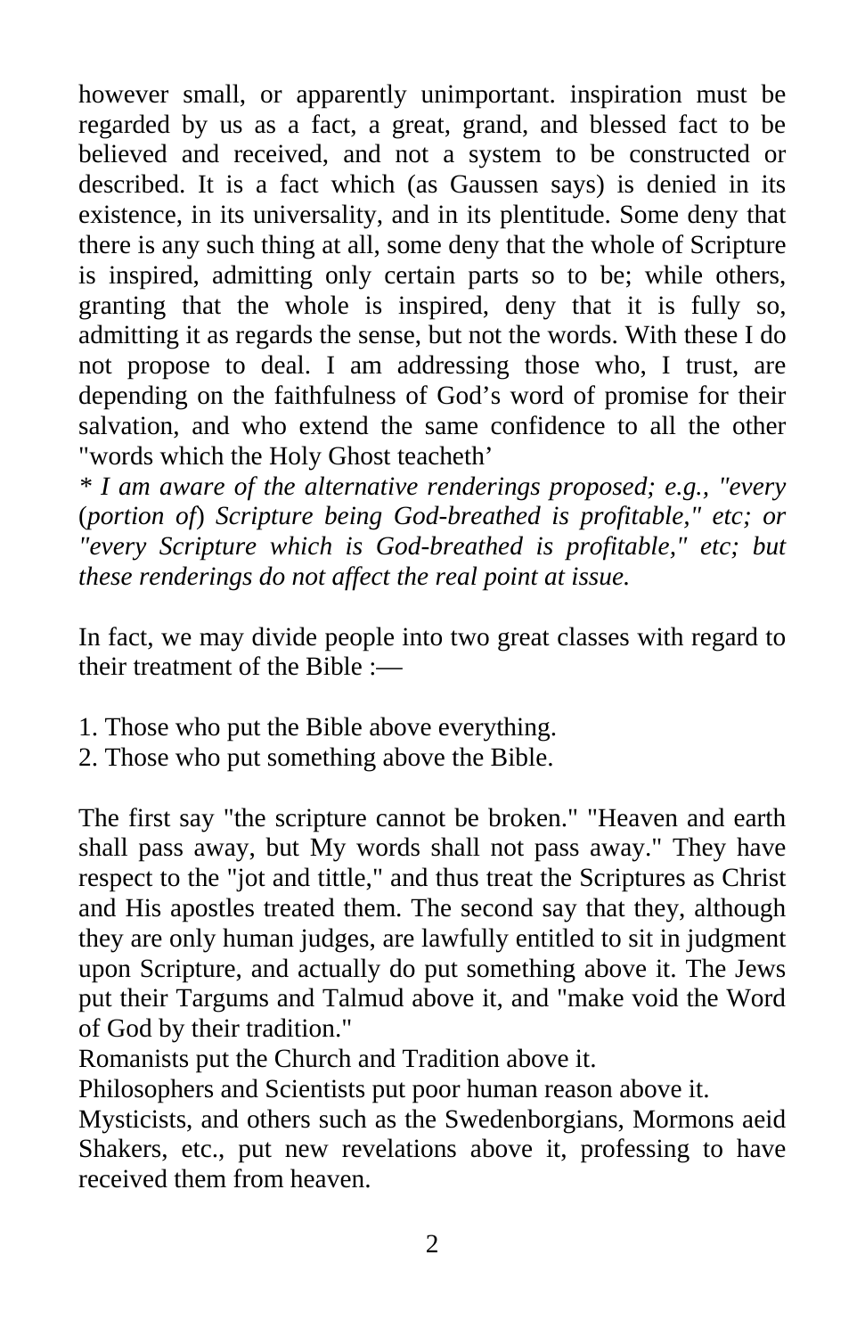however small, or apparently unimportant. inspiration must be regarded by us as a fact, a great, grand, and blessed fact to be believed and received, and not a system to be constructed or described. It is a fact which (as Gaussen says) is denied in its existence, in its universality, and in its plentitude. Some deny that there is any such thing at all, some deny that the whole of Scripture is inspired, admitting only certain parts so to be; while others, granting that the whole is inspired, deny that it is fully so, admitting it as regards the sense, but not the words. With these I do not propose to deal. I am addressing those who, I trust, are depending on the faithfulness of God's word of promise for their salvation, and who extend the same confidence to all the other "words which the Holy Ghost teacheth'

*\* I am aware of the alternative renderings proposed; e.g., "every* (*portion of*) *Scripture being God-breathed is profitable," etc; or "every Scripture which is God-breathed is profitable," etc; but these renderings do not affect the real point at issue.*

In fact, we may divide people into two great classes with regard to their treatment of the Bible :—

1. Those who put the Bible above everything.
2. Those who put something above the Bible.

The first say "the scripture cannot be broken." "Heaven and earth shall pass away, but My words shall not pass away." They have respect to the "jot and tittle," and thus treat the Scriptures as Christ and His apostles treated them. The second say that they, although they are only human judges, are lawfully entitled to sit in judgment upon Scripture, and actually do put something above it. The Jews put their Targums and Talmud above it, and "make void the Word of God by their tradition."

Romanists put the Church and Tradition above it.

Philosophers and Scientists put poor human reason above it.

Mysticists, and others such as the Swedenborgians, Mormons aeid Shakers, etc., put new revelations above it, professing to have received them from heaven.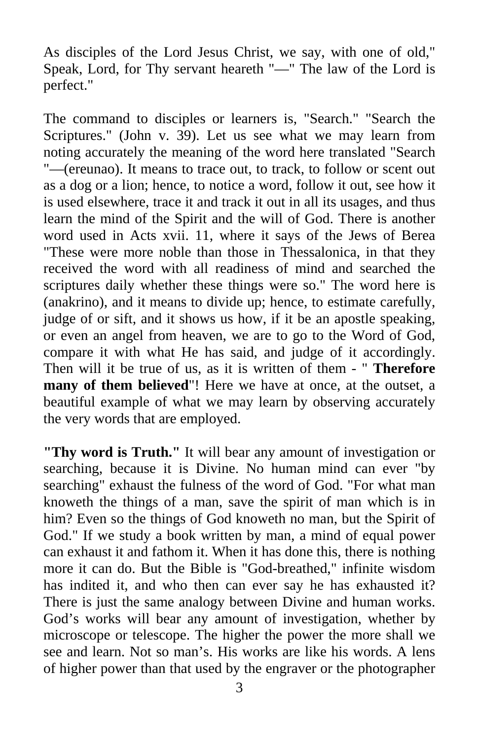As disciples of the Lord Jesus Christ, we say, with one of old," Speak, Lord, for Thy servant heareth "—" The law of the Lord is perfect."

The command to disciples or learners is, "Search." "Search the Scriptures." (John v. 39). Let us see what we may learn from noting accurately the meaning of the word here translated "Search "—(ereunao). It means to trace out, to track, to follow or scent out as a dog or a lion; hence, to notice a word, follow it out, see how it is used elsewhere, trace it and track it out in all its usages, and thus learn the mind of the Spirit and the will of God. There is another word used in Acts xvii. 11, where it says of the Jews of Berea "These were more noble than those in Thessalonica, in that they received the word with all readiness of mind and searched the scriptures daily whether these things were so." The word here is (anakrino), and it means to divide up; hence, to estimate carefully, judge of or sift, and it shows us how, if it be an apostle speaking, or even an angel from heaven, we are to go to the Word of God, compare it with what He has said, and judge of it accordingly. Then will it be true of us, as it is written of them - " **Therefore many of them believed**"! Here we have at once, at the outset, a beautiful example of what we may learn by observing accurately the very words that are employed.

**"Thy word is Truth."** It will bear any amount of investigation or searching, because it is Divine. No human mind can ever "by searching" exhaust the fulness of the word of God. "For what man knoweth the things of a man, save the spirit of man which is in him? Even so the things of God knoweth no man, but the Spirit of God." If we study a book written by man, a mind of equal power can exhaust it and fathom it. When it has done this, there is nothing more it can do. But the Bible is "God-breathed," infinite wisdom has indited it, and who then can ever say he has exhausted it? There is just the same analogy between Divine and human works. God's works will bear any amount of investigation, whether by microscope or telescope. The higher the power the more shall we see and learn. Not so man's. His works are like his words. A lens of higher power than that used by the engraver or the photographer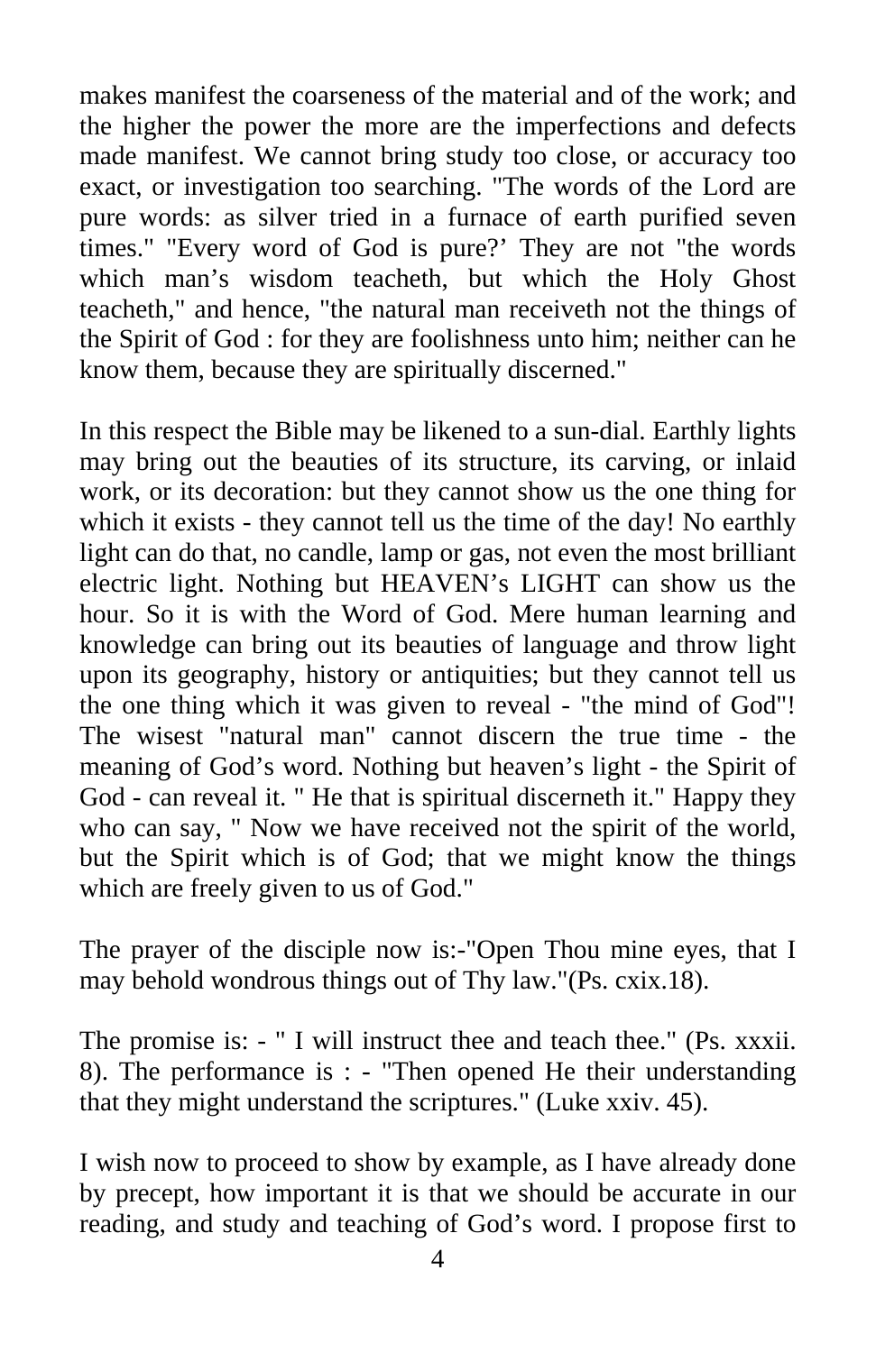makes manifest the coarseness of the material and of the work; and the higher the power the more are the imperfections and defects made manifest. We cannot bring study too close, or accuracy too exact, or investigation too searching. "The words of the Lord are pure words: as silver tried in a furnace of earth purified seven times." "Every word of God is pure?' They are not "the words which man's wisdom teacheth, but which the Holy Ghost teacheth," and hence, "the natural man receiveth not the things of the Spirit of God : for they are foolishness unto him; neither can he know them, because they are spiritually discerned."

In this respect the Bible may be likened to a sun-dial. Earthly lights may bring out the beauties of its structure, its carving, or inlaid work, or its decoration: but they cannot show us the one thing for which it exists - they cannot tell us the time of the day! No earthly light can do that, no candle, lamp or gas, not even the most brilliant electric light. Nothing but HEAVEN's LIGHT can show us the hour. So it is with the Word of God. Mere human learning and knowledge can bring out its beauties of language and throw light upon its geography, history or antiquities; but they cannot tell us the one thing which it was given to reveal - "the mind of God"! The wisest "natural man" cannot discern the true time - the meaning of God's word. Nothing but heaven's light - the Spirit of God - can reveal it. " He that is spiritual discerneth it." Happy they who can say, " Now we have received not the spirit of the world, but the Spirit which is of God; that we might know the things which are freely given to us of God."

The prayer of the disciple now is:-"Open Thou mine eyes, that I may behold wondrous things out of Thy law."(Ps. cxix.18).

The promise is: - " I will instruct thee and teach thee." (Ps. xxxii. 8). The performance is : - "Then opened He their understanding that they might understand the scriptures." (Luke xxiv. 45).

I wish now to proceed to show by example, as I have already done by precept, how important it is that we should be accurate in our reading, and study and teaching of God's word. I propose first to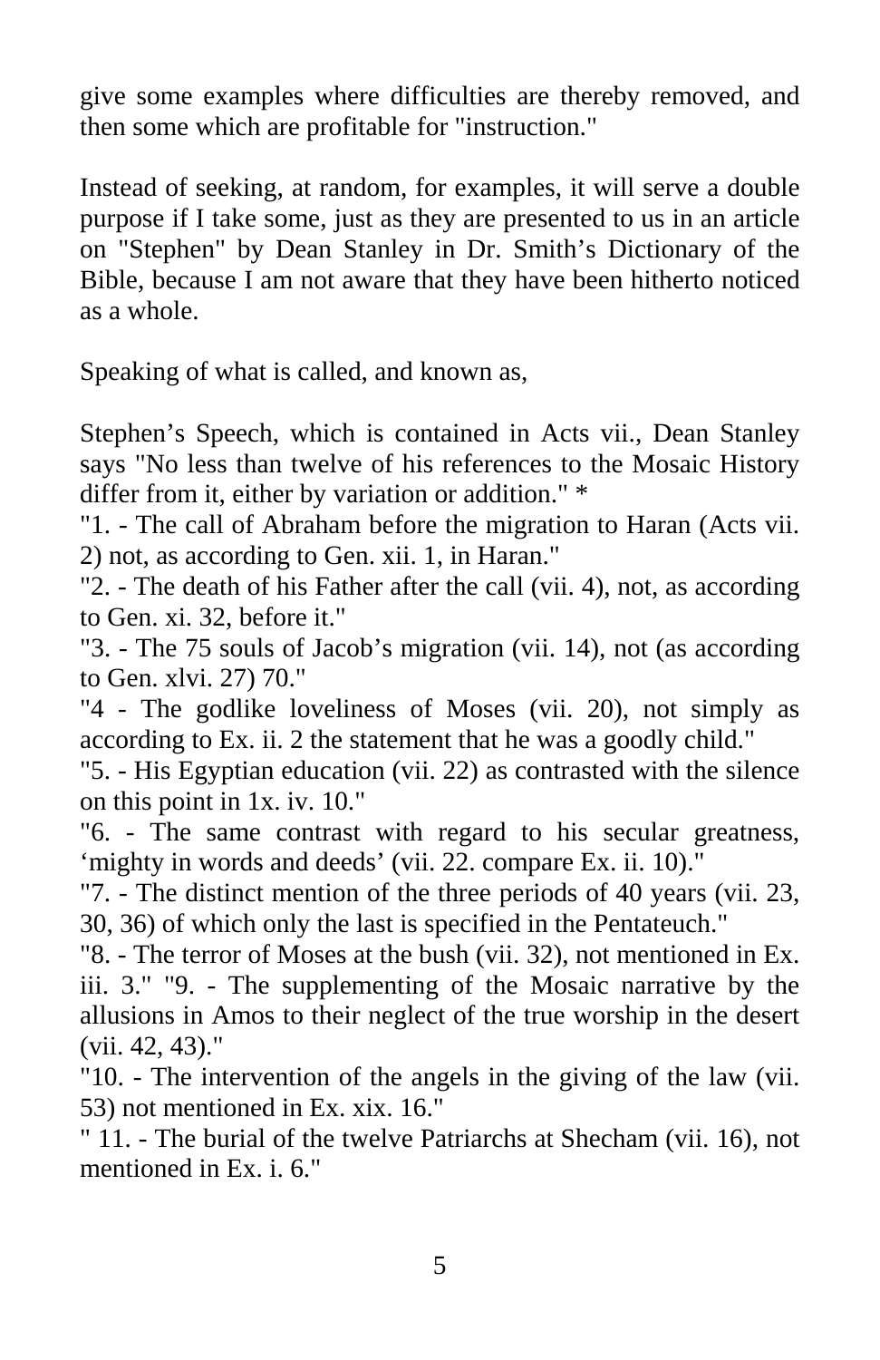give some examples where difficulties are thereby removed, and then some which are profitable for "instruction."

Instead of seeking, at random, for examples, it will serve a double purpose if I take some, just as they are presented to us in an article on "Stephen" by Dean Stanley in Dr. Smith's Dictionary of the Bible, because I am not aware that they have been hitherto noticed as a whole.

Speaking of what is called, and known as,

Stephen's Speech, which is contained in Acts vii., Dean Stanley says "No less than twelve of his references to the Mosaic History differ from it, either by variation or addition." *

"1. - The call of Abraham before the migration to Haran (Acts vii. 2) not, as according to Gen. xii. 1, in Haran."

"2. - The death of his Father after the call (vii. 4), not, as according to Gen. xi. 32, before it."

"3. - The 75 souls of Jacob's migration (vii. 14), not (as according to Gen. xlvi. 27) 70."

"4 - The godlike loveliness of Moses (vii. 20), not simply as according to Ex. ii. 2 the statement that he was a goodly child."

"5. - His Egyptian education (vii. 22) as contrasted with the silence on this point in 1x. iv. 10."

"6. - The same contrast with regard to his secular greatness, 'mighty in words and deeds' (vii. 22. compare Ex. ii. 10)."

"7. - The distinct mention of the three periods of 40 years (vii. 23, 30, 36) of which only the last is specified in the Pentateuch."

"8. - The terror of Moses at the bush (vii. 32), not mentioned in Ex. iii. 3." "9. - The supplementing of the Mosaic narrative by the allusions in Amos to their neglect of the true worship in the desert (vii. 42, 43)."

"10. - The intervention of the angels in the giving of the law (vii. 53) not mentioned in Ex. xix. 16."

" 11. - The burial of the twelve Patriarchs at Shecham (vii. 16), not mentioned in Ex. i. 6."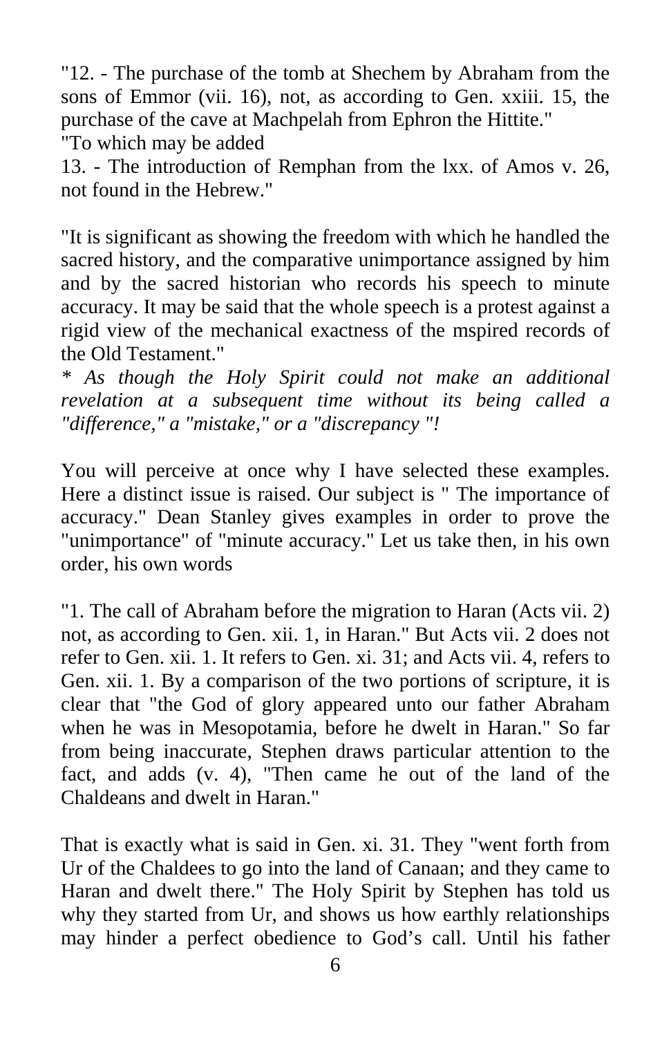"12. - The purchase of the tomb at Shechem by Abraham from the sons of Emmor (vii. 16), not, as according to Gen. xxiii. 15, the purchase of the cave at Machpelah from Ephron the Hittite."

"To which may be added

13. - The introduction of Remphan from the lxx. of Amos v. 26, not found in the Hebrew."

"It is significant as showing the freedom with which he handled the sacred history, and the comparative unimportance assigned by him and by the sacred historian who records his speech to minute accuracy. It may be said that the whole speech is a protest against a rigid view of the mechanical exactness of the mspired records of the Old Testament."

*\* As though the Holy Spirit could not make an additional revelation at a subsequent time without its being called a "difference," a "mistake," or a "discrepancy "!*

You will perceive at once why I have selected these examples. Here a distinct issue is raised. Our subject is " The importance of accuracy." Dean Stanley gives examples in order to prove the "unimportance" of "minute accuracy." Let us take then, in his own order, his own words

"1. The call of Abraham before the migration to Haran (Acts vii. 2) not, as according to Gen. xii. 1, in Haran." But Acts vii. 2 does not refer to Gen. xii. 1. It refers to Gen. xi. 31; and Acts vii. 4, refers to Gen. xii. 1. By a comparison of the two portions of scripture, it is clear that "the God of glory appeared unto our father Abraham when he was in Mesopotamia, before he dwelt in Haran." So far from being inaccurate, Stephen draws particular attention to the fact, and adds (v. 4), "Then came he out of the land of the Chaldeans and dwelt in Haran."

That is exactly what is said in Gen. xi. 31. They "went forth from Ur of the Chaldees to go into the land of Canaan; and they came to Haran and dwelt there." The Holy Spirit by Stephen has told us why they started from Ur, and shows us how earthly relationships may hinder a perfect obedience to God's call. Until his father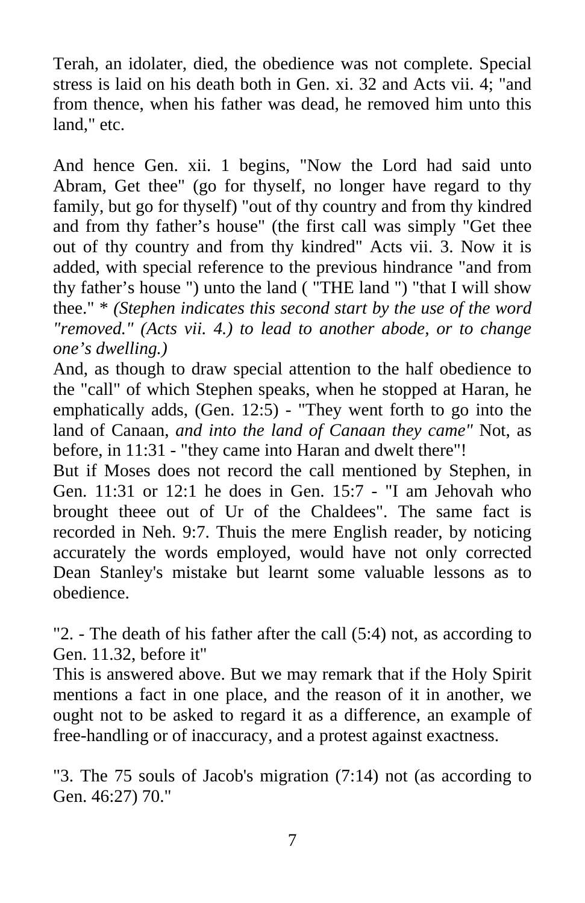Terah, an idolater, died, the obedience was not complete. Special stress is laid on his death both in Gen. xi. 32 and Acts vii. 4; "and from thence, when his father was dead, he removed him unto this land," etc.

And hence Gen. xii. 1 begins, "Now the Lord had said unto Abram, Get thee" (go for thyself, no longer have regard to thy family, but go for thyself) "out of thy country and from thy kindred and from thy father's house" (the first call was simply "Get thee out of thy country and from thy kindred" Acts vii. 3. Now it is added, with special reference to the previous hindrance "and from thy father's house ") unto the land ( "THE land ") "that I will show thee." * *(Stephen indicates this second start by the use of the word "removed." (Acts vii. 4.) to lead to another abode, or to change one's dwelling.)*

And, as though to draw special attention to the half obedience to the "call" of which Stephen speaks, when he stopped at Haran, he emphatically adds, (Gen. 12:5) - "They went forth to go into the land of Canaan, *and into the land of Canaan they came"* Not, as before, in 11:31 - "they came into Haran and dwelt there"!

But if Moses does not record the call mentioned by Stephen, in Gen. 11:31 or 12:1 he does in Gen. 15:7 - "I am Jehovah who brought theee out of Ur of the Chaldees". The same fact is recorded in Neh. 9:7. Thuis the mere English reader, by noticing accurately the words employed, would have not only corrected Dean Stanley's mistake but learnt some valuable lessons as to obedience.

"2. - The death of his father after the call (5:4) not, as according to Gen. 11.32, before it"

This is answered above. But we may remark that if the Holy Spirit mentions a fact in one place, and the reason of it in another, we ought not to be asked to regard it as a difference, an example of free-handling or of inaccuracy, and a protest against exactness.

"3. The 75 souls of Jacob's migration (7:14) not (as according to Gen. 46:27) 70."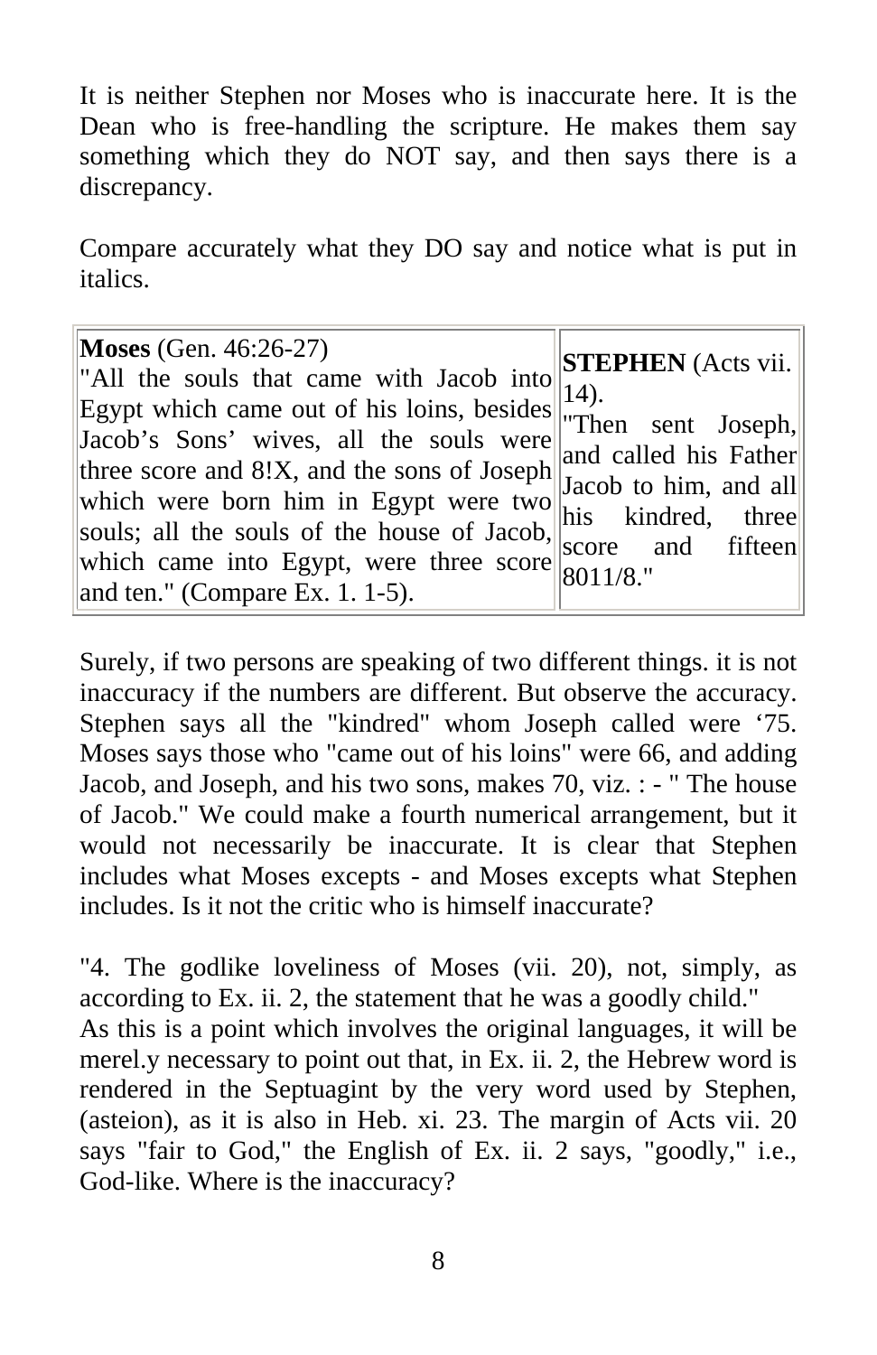It is neither Stephen nor Moses who is inaccurate here. It is the Dean who is free-handling the scripture. He makes them say something which they do NOT say, and then says there is a discrepancy.

Compare accurately what they DO say and notice what is put in italics.

| **Moses** (Gen. 46:26-27) "All the souls that came with Jacob into Egypt which came out of his loins, besides Jacob's Sons' wives, all the souls were three score and 8!X, and the sons of Joseph which were born him in Egypt were two souls; all the souls of the house of Jacob, which came into Egypt, were three score and ten." (Compare Ex. 1. 1-5). | **STEPHEN** (Acts vii. 14). "Then sent Joseph, and called his Father Jacob to him, and all his kindred, three score and fifteen 8011/8." |
|---|---|

Surely, if two persons are speaking of two different things. it is not inaccuracy if the numbers are different. But observe the accuracy. Stephen says all the "kindred" whom Joseph called were '75. Moses says those who "came out of his loins" were 66, and adding Jacob, and Joseph, and his two sons, makes 70, viz. : - " The house of Jacob." We could make a fourth numerical arrangement, but it would not necessarily be inaccurate. It is clear that Stephen includes what Moses excepts - and Moses excepts what Stephen includes. Is it not the critic who is himself inaccurate?

"4. The godlike loveliness of Moses (vii. 20), not, simply, as according to Ex. ii. 2, the statement that he was a goodly child."
As this is a point which involves the original languages, it will be merel.y necessary to point out that, in Ex. ii. 2, the Hebrew word is rendered in the Septuagint by the very word used by Stephen, (asteion), as it is also in Heb. xi. 23. The margin of Acts vii. 20 says "fair to God," the English of Ex. ii. 2 says, "goodly," i.e., God-like. Where is the inaccuracy?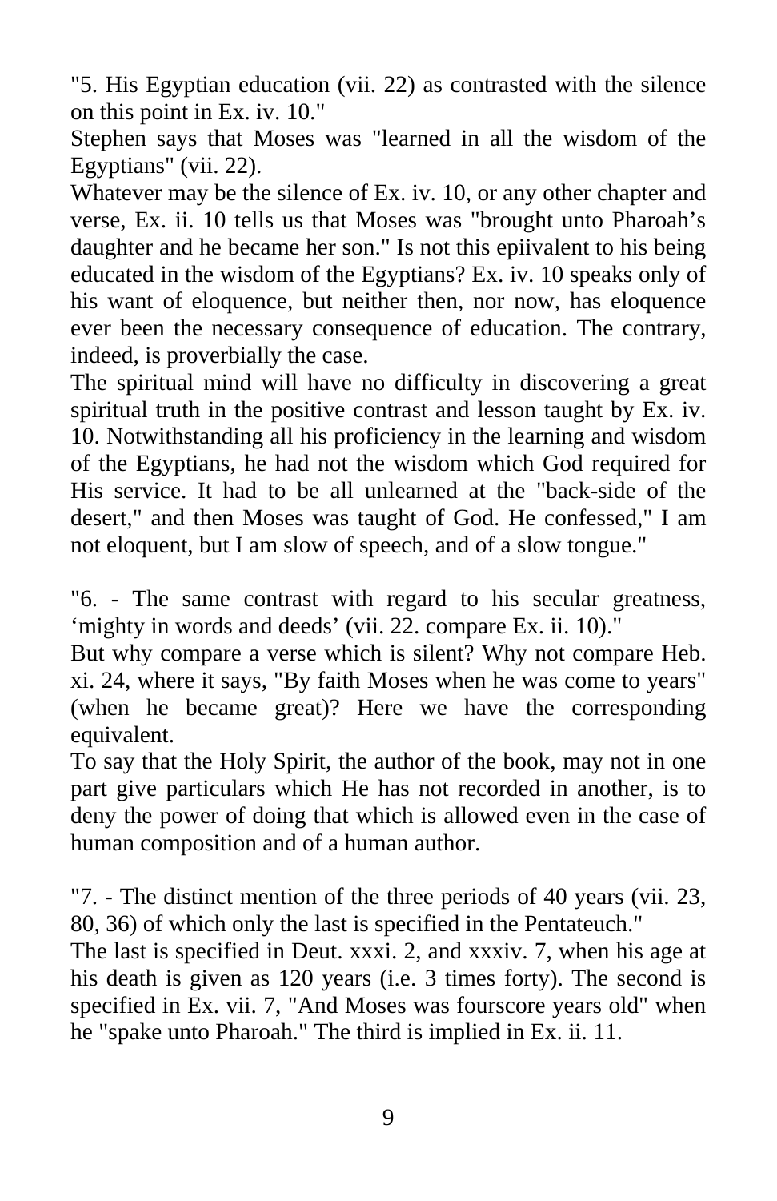"5. His Egyptian education (vii. 22) as contrasted with the silence on this point in Ex. iv. 10."

Stephen says that Moses was "learned in all the wisdom of the Egyptians" (vii. 22).

Whatever may be the silence of Ex. iv. 10, or any other chapter and verse, Ex. ii. 10 tells us that Moses was "brought unto Pharoah's daughter and he became her son." Is not this epiivalent to his being educated in the wisdom of the Egyptians? Ex. iv. 10 speaks only of his want of eloquence, but neither then, nor now, has eloquence ever been the necessary consequence of education. The contrary, indeed, is proverbially the case.

The spiritual mind will have no difficulty in discovering a great spiritual truth in the positive contrast and lesson taught by Ex. iv. 10. Notwithstanding all his proficiency in the learning and wisdom of the Egyptians, he had not the wisdom which God required for His service. It had to be all unlearned at the "back-side of the desert," and then Moses was taught of God. He confessed," I am not eloquent, but I am slow of speech, and of a slow tongue."

"6. - The same contrast with regard to his secular greatness, 'mighty in words and deeds' (vii. 22. compare Ex. ii. 10)."

But why compare a verse which is silent? Why not compare Heb. xi. 24, where it says, "By faith Moses when he was come to years" (when he became great)? Here we have the corresponding equivalent.

To say that the Holy Spirit, the author of the book, may not in one part give particulars which He has not recorded in another, is to deny the power of doing that which is allowed even in the case of human composition and of a human author.

"7. - The distinct mention of the three periods of 40 years (vii. 23, 80, 36) of which only the last is specified in the Pentateuch."

The last is specified in Deut. xxxi. 2, and xxxiv. 7, when his age at his death is given as 120 years (i.e. 3 times forty). The second is specified in Ex. vii. 7, "And Moses was fourscore years old" when he "spake unto Pharoah." The third is implied in Ex. ii. 11.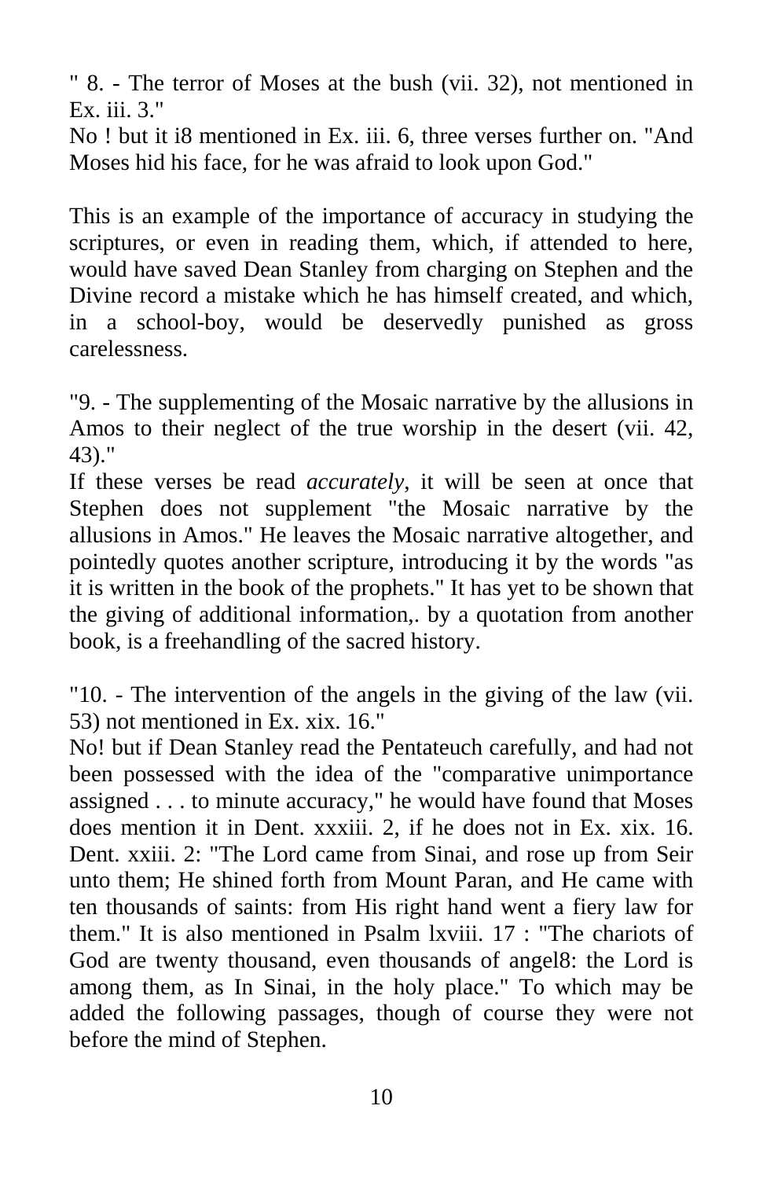" 8. - The terror of Moses at the bush (vii. 32), not mentioned in Ex. iii. 3."

No ! but it i8 mentioned in Ex. iii. 6, three verses further on. "And Moses hid his face, for he was afraid to look upon God."

This is an example of the importance of accuracy in studying the scriptures, or even in reading them, which, if attended to here, would have saved Dean Stanley from charging on Stephen and the Divine record a mistake which he has himself created, and which, in a school-boy, would be deservedly punished as gross carelessness.

"9. - The supplementing of the Mosaic narrative by the allusions in Amos to their neglect of the true worship in the desert (vii. 42, 43)."

If these verses be read *accurately*, it will be seen at once that Stephen does not supplement "the Mosaic narrative by the allusions in Amos." He leaves the Mosaic narrative altogether, and pointedly quotes another scripture, introducing it by the words "as it is written in the book of the prophets." It has yet to be shown that the giving of additional information,. by a quotation from another book, is a freehandling of the sacred history.

"10. - The intervention of the angels in the giving of the law (vii. 53) not mentioned in Ex. xix. 16."

No! but if Dean Stanley read the Pentateuch carefully, and had not been possessed with the idea of the "comparative unimportance assigned . . . to minute accuracy," he would have found that Moses does mention it in Dent. xxxiii. 2, if he does not in Ex. xix. 16. Dent. xxiii. 2: "The Lord came from Sinai, and rose up from Seir unto them; He shined forth from Mount Paran, and He came with ten thousands of saints: from His right hand went a fiery law for them." It is also mentioned in Psalm lxviii. 17 : "The chariots of God are twenty thousand, even thousands of angel8: the Lord is among them, as In Sinai, in the holy place." To which may be added the following passages, though of course they were not before the mind of Stephen.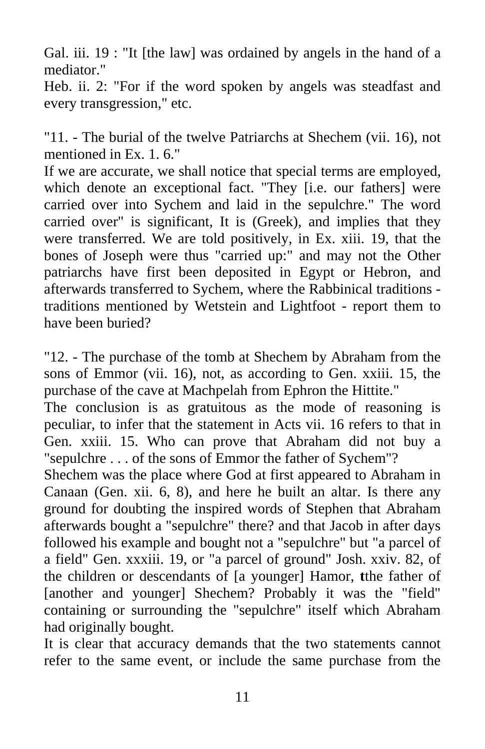Gal. iii. 19 : "It [the law] was ordained by angels in the hand of a mediator."

Heb. ii. 2: "For if the word spoken by angels was steadfast and every transgression," etc.

"11. - The burial of the twelve Patriarchs at Shechem (vii. 16), not mentioned in Ex. 1. 6."

If we are accurate, we shall notice that special terms are employed, which denote an exceptional fact. "They [i.e. our fathers] were carried over into Sychem and laid in the sepulchre." The word carried over" is significant, It is (Greek), and implies that they were transferred. We are told positively, in Ex. xiii. 19, that the bones of Joseph were thus "carried up:" and may not the Other patriarchs have first been deposited in Egypt or Hebron, and afterwards transferred to Sychem, where the Rabbinical traditions - traditions mentioned by Wetstein and Lightfoot - report them to have been buried?

"12. - The purchase of the tomb at Shechem by Abraham from the sons of Emmor (vii. 16), not, as according to Gen. xxiii. 15, the purchase of the cave at Machpelah from Ephron the Hittite."

The conclusion is as gratuitous as the mode of reasoning is peculiar, to infer that the statement in Acts vii. 16 refers to that in Gen. xxiii. 15. Who can prove that Abraham did not buy a "sepulchre . . . of the sons of Emmor the father of Sychem"?

Shechem was the place where God at first appeared to Abraham in Canaan (Gen. xii. 6, 8), and here he built an altar. Is there any ground for doubting the inspired words of Stephen that Abraham afterwards bought a "sepulchre" there? and that Jacob in after days followed his example and bought not a "sepulchre" but "a parcel of a field" Gen. xxxiii. 19, or "a parcel of ground" Josh. xxiv. 82, of the children or descendants of [a younger] Hamor, **t**the father of [another and younger] Shechem? Probably it was the "field" containing or surrounding the "sepulchre" itself which Abraham had originally bought.

It is clear that accuracy demands that the two statements cannot refer to the same event, or include the same purchase from the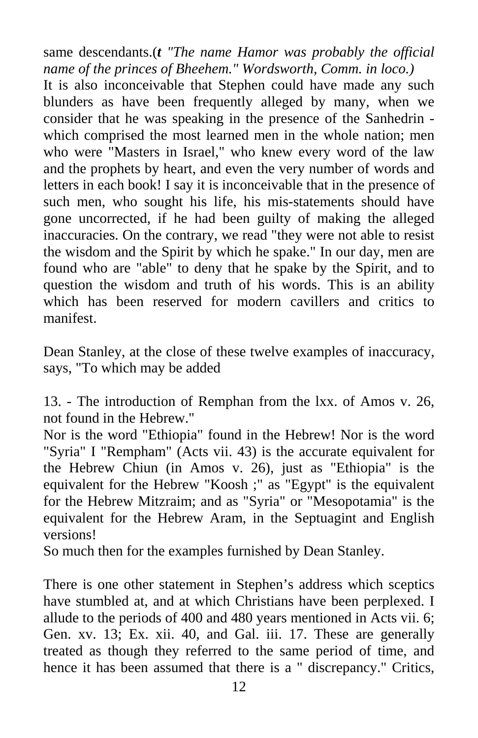same descendants.(*t "The name Hamor was probably the official name of the princes of Bheehem." Wordsworth, Comm. in loco.)*

It is also inconceivable that Stephen could have made any such blunders as have been frequently alleged by many, when we consider that he was speaking in the presence of the Sanhedrin - which comprised the most learned men in the whole nation; men who were "Masters in Israel," who knew every word of the law and the prophets by heart, and even the very number of words and letters in each book! I say it is inconceivable that in the presence of such men, who sought his life, his mis-statements should have gone uncorrected, if he had been guilty of making the alleged inaccuracies. On the contrary, we read "they were not able to resist the wisdom and the Spirit by which he spake." In our day, men are found who are "able" to deny that he spake by the Spirit, and to question the wisdom and truth of his words. This is an ability which has been reserved for modern cavillers and critics to manifest.

Dean Stanley, at the close of these twelve examples of inaccuracy, says, "To which may be added

13. - The introduction of Remphan from the lxx. of Amos v. 26, not found in the Hebrew."

Nor is the word "Ethiopia" found in the Hebrew! Nor is the word "Syria" I "Rempham" (Acts vii. 43) is the accurate equivalent for the Hebrew Chiun (in Amos v. 26), just as "Ethiopia" is the equivalent for the Hebrew "Koosh ;" as "Egypt" is the equivalent for the Hebrew Mitzraim; and as "Syria" or "Mesopotamia" is the equivalent for the Hebrew Aram, in the Septuagint and English versions!

So much then for the examples furnished by Dean Stanley.

There is one other statement in Stephen's address which sceptics have stumbled at, and at which Christians have been perplexed. I allude to the periods of 400 and 480 years mentioned in Acts vii. 6; Gen. xv. 13; Ex. xii. 40, and Gal. iii. 17. These are generally treated as though they referred to the same period of time, and hence it has been assumed that there is a " discrepancy." Critics,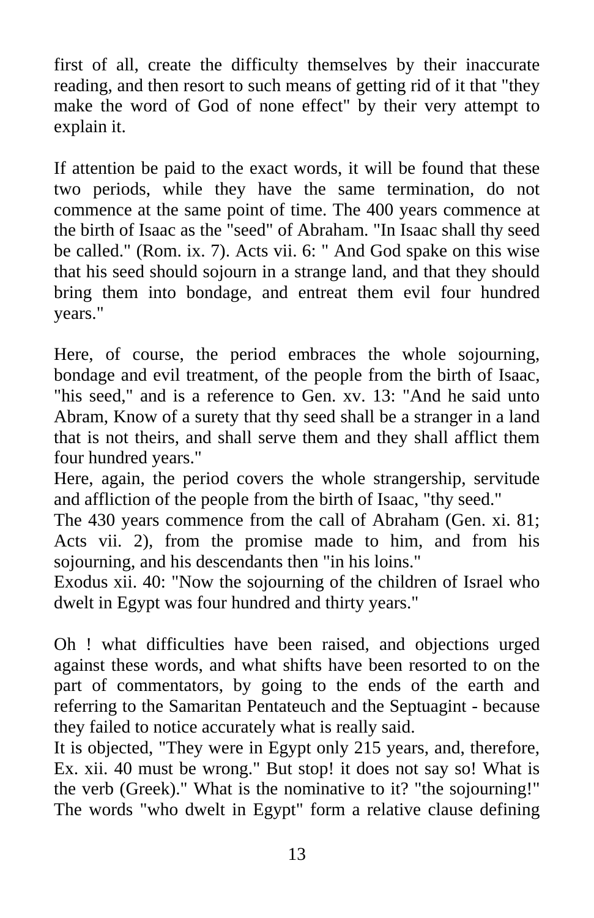first of all, create the difficulty themselves by their inaccurate reading, and then resort to such means of getting rid of it that "they make the word of God of none effect" by their very attempt to explain it.

If attention be paid to the exact words, it will be found that these two periods, while they have the same termination, do not commence at the same point of time. The 400 years commence at the birth of Isaac as the "seed" of Abraham. "In Isaac shall thy seed be called." (Rom. ix. 7). Acts vii. 6: " And God spake on this wise that his seed should sojourn in a strange land, and that they should bring them into bondage, and entreat them evil four hundred years."

Here, of course, the period embraces the whole sojourning, bondage and evil treatment, of the people from the birth of Isaac, "his seed," and is a reference to Gen. xv. 13: "And he said unto Abram, Know of a surety that thy seed shall be a stranger in a land that is not theirs, and shall serve them and they shall afflict them four hundred years."

Here, again, the period covers the whole strangership, servitude and affliction of the people from the birth of Isaac, "thy seed."

The 430 years commence from the call of Abraham (Gen. xi. 81; Acts vii. 2), from the promise made to him, and from his sojourning, and his descendants then "in his loins."

Exodus xii. 40: "Now the sojourning of the children of Israel who dwelt in Egypt was four hundred and thirty years."

Oh ! what difficulties have been raised, and objections urged against these words, and what shifts have been resorted to on the part of commentators, by going to the ends of the earth and referring to the Samaritan Pentateuch and the Septuagint - because they failed to notice accurately what is really said.

It is objected, "They were in Egypt only 215 years, and, therefore, Ex. xii. 40 must be wrong." But stop! it does not say so! What is the verb (Greek)." What is the nominative to it? "the sojourning!" The words "who dwelt in Egypt" form a relative clause defining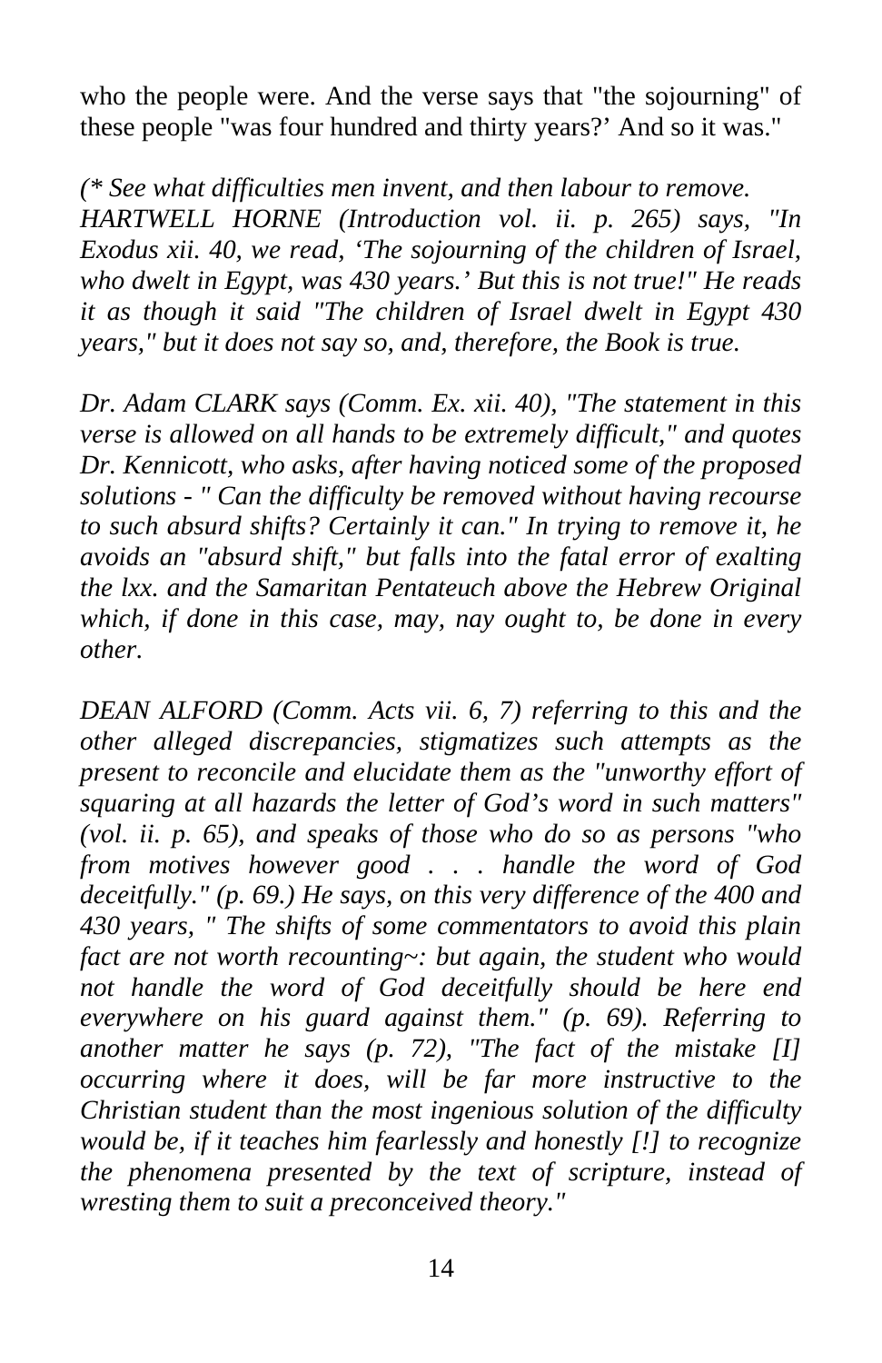who the people were. And the verse says that "the sojourning" of these people "was four hundred and thirty years?’ And so it was."

*(* See what difficulties men invent, and then labour to remove. HARTWELL HORNE (Introduction vol. ii. p. 265) says, "In Exodus xii. 40, we read, ‘The sojourning of the children of Israel, who dwelt in Egypt, was 430 years.’ But this is not true!" He reads it as though it said "The children of Israel dwelt in Egypt 430 years," but it does not say so, and, therefore, the Book is true.*

*Dr. Adam CLARK says (Comm. Ex. xii. 40), "The statement in this verse is allowed on all hands to be extremely difficult," and quotes Dr. Kennicott, who asks, after having noticed some of the proposed solutions - " Can the difficulty be removed without having recourse to such absurd shifts? Certainly it can." In trying to remove it, he avoids an "absurd shift," but falls into the fatal error of exalting the lxx. and the Samaritan Pentateuch above the Hebrew Original which, if done in this case, may, nay ought to, be done in every other.*

*DEAN ALFORD (Comm. Acts vii. 6, 7) referring to this and the other alleged discrepancies, stigmatizes such attempts as the present to reconcile and elucidate them as the "unworthy effort of squaring at all hazards the letter of God’s word in such matters" (vol. ii. p. 65), and speaks of those who do so as persons "who from motives however good . . . handle the word of God deceitfully." (p. 69.) He says, on this very difference of the 400 and 430 years, " The shifts of some commentators to avoid this plain fact are not worth recounting~: but again, the student who would not handle the word of God deceitfully should be here end everywhere on his guard against them." (p. 69). Referring to another matter he says (p. 72), "The fact of the mistake [I] occurring where it does, will be far more instructive to the Christian student than the most ingenious solution of the difficulty would be, if it teaches him fearlessly and honestly [!] to recognize the phenomena presented by the text of scripture, instead of wresting them to suit a preconceived theory."*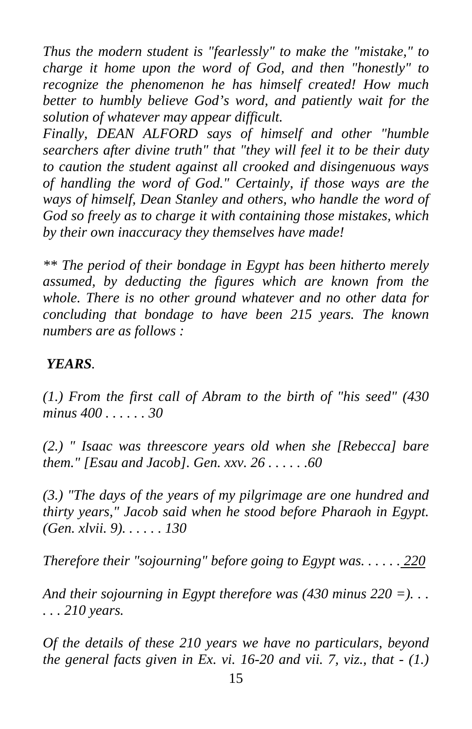*Thus the modern student is "fearlessly" to make the "mistake," to charge it home upon the word of God, and then "honestly" to recognize the phenomenon he has himself created! How much better to humbly believe God's word, and patiently wait for the solution of whatever may appear difficult.*

*Finally, DEAN ALFORD says of himself and other "humble searchers after divine truth" that "they will feel it to be their duty to caution the student against all crooked and disingenuous ways of handling the word of God." Certainly, if those ways are the ways of himself, Dean Stanley and others, who handle the word of God so freely as to charge it with containing those mistakes, which by their own inaccuracy they themselves have made!*

*** The period of their bondage in Egypt has been hitherto merely assumed, by deducting the figures which are known from the whole. There is no other ground whatever and no other data for concluding that bondage to have been 215 years. The known numbers are as follows :*

***YEARS.***

*(1.) From the first call of Abram to the birth of "his seed" (430 minus 400 . . . . . . 30*

*(2.) " Isaac was threescore years old when she [Rebecca] bare them." [Esau and Jacob]. Gen. xxv. 26 . . . . . .60*

*(3.) "The days of the years of my pilgrimage are one hundred and thirty years," Jacob said when he stood before Pharaoh in Egypt. (Gen. xlvii. 9). . . . . . 130*

*Therefore their "sojourning" before going to Egypt was. . . . . . <u>220</u>*

*And their sojourning in Egypt therefore was (430 minus 220 =). . . . . . 210 years.*

*Of the details of these 210 years we have no particulars, beyond the general facts given in Ex. vi. 16-20 and vii. 7, viz., that - (1.)*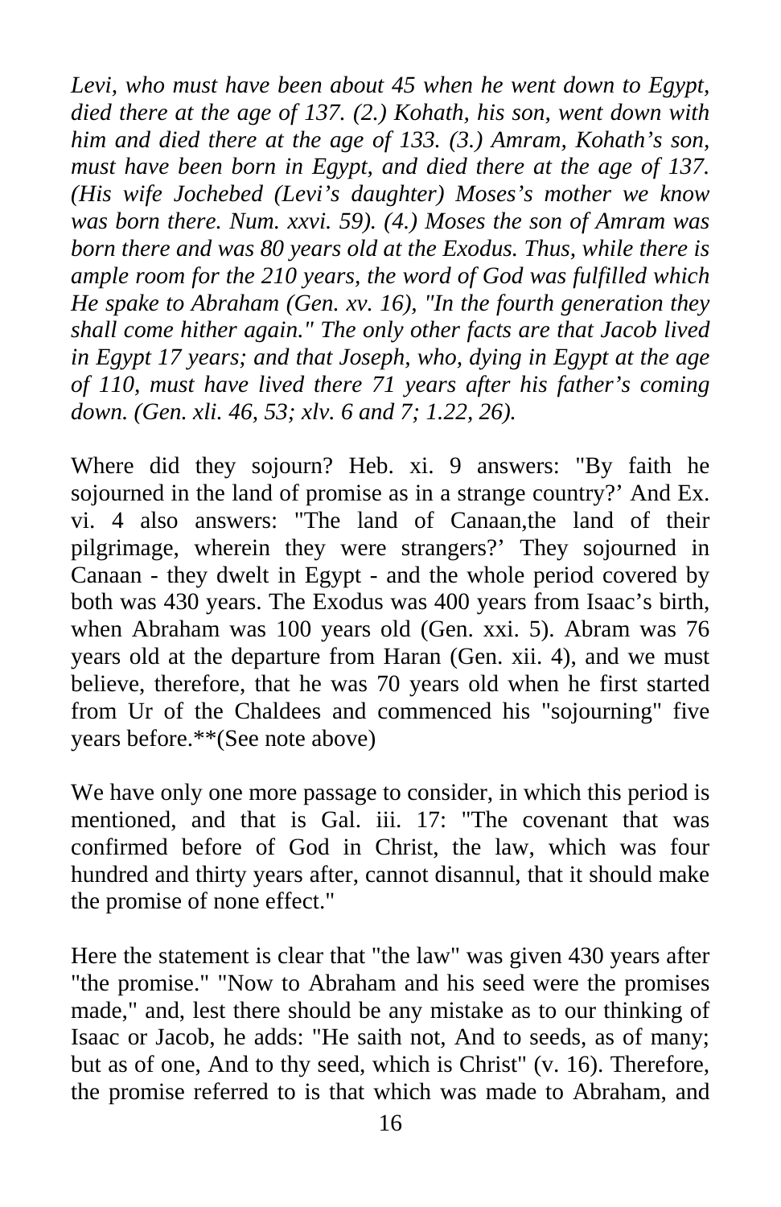*Levi, who must have been about 45 when he went down to Egypt, died there at the age of 137. (2.) Kohath, his son, went down with him and died there at the age of 133. (3.) Amram, Kohath's son, must have been born in Egypt, and died there at the age of 137. (His wife Jochebed (Levi's daughter) Moses's mother we know was born there. Num. xxvi. 59). (4.) Moses the son of Amram was born there and was 80 years old at the Exodus. Thus, while there is ample room for the 210 years, the word of God was fulfilled which He spake to Abraham (Gen. xv. 16), "In the fourth generation they shall come hither again." The only other facts are that Jacob lived in Egypt 17 years; and that Joseph, who, dying in Egypt at the age of 110, must have lived there 71 years after his father's coming down. (Gen. xli. 46, 53; xlv. 6 and 7; 1.22, 26).*

Where did they sojourn? Heb. xi. 9 answers: "By faith he sojourned in the land of promise as in a strange country?' And Ex. vi. 4 also answers: "The land of Canaan,the land of their pilgrimage, wherein they were strangers?' They sojourned in Canaan - they dwelt in Egypt - and the whole period covered by both was 430 years. The Exodus was 400 years from Isaac's birth, when Abraham was 100 years old (Gen. xxi. 5). Abram was 76 years old at the departure from Haran (Gen. xii. 4), and we must believe, therefore, that he was 70 years old when he first started from Ur of the Chaldees and commenced his "sojourning" five years before.**(See note above)

We have only one more passage to consider, in which this period is mentioned, and that is Gal. iii. 17: "The covenant that was confirmed before of God in Christ, the law, which was four hundred and thirty years after, cannot disannul, that it should make the promise of none effect."

Here the statement is clear that "the law" was given 430 years after "the promise." "Now to Abraham and his seed were the promises made," and, lest there should be any mistake as to our thinking of Isaac or Jacob, he adds: "He saith not, And to seeds, as of many; but as of one, And to thy seed, which is Christ" (v. 16). Therefore, the promise referred to is that which was made to Abraham, and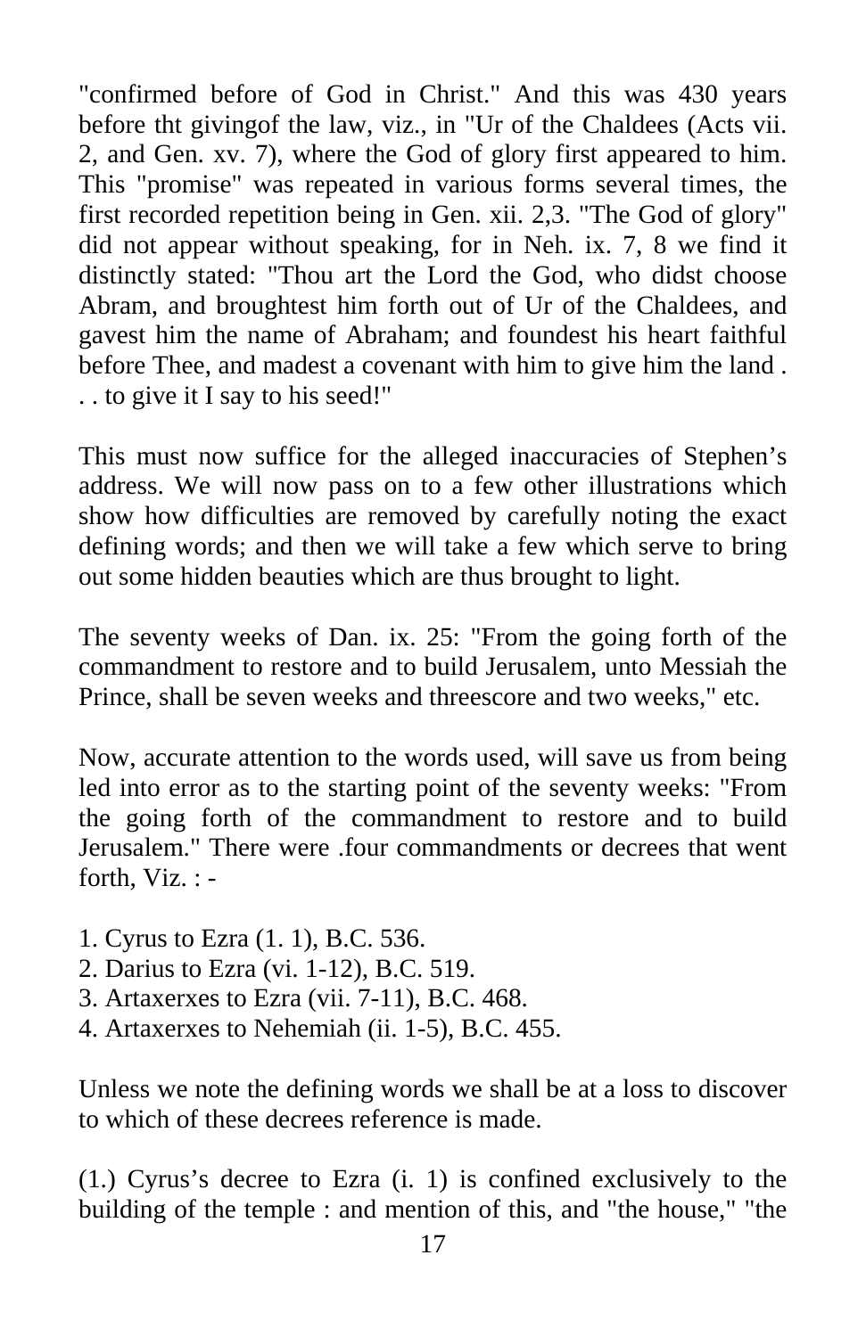"confirmed before of God in Christ." And this was 430 years before tht givingof the law, viz., in "Ur of the Chaldees (Acts vii. 2, and Gen. xv. 7), where the God of glory first appeared to him. This "promise" was repeated in various forms several times, the first recorded repetition being in Gen. xii. 2,3. "The God of glory" did not appear without speaking, for in Neh. ix. 7, 8 we find it distinctly stated: "Thou art the Lord the God, who didst choose Abram, and broughtest him forth out of Ur of the Chaldees, and gavest him the name of Abraham; and foundest his heart faithful before Thee, and madest a covenant with him to give him the land . . . to give it I say to his seed!"

This must now suffice for the alleged inaccuracies of Stephen's address. We will now pass on to a few other illustrations which show how difficulties are removed by carefully noting the exact defining words; and then we will take a few which serve to bring out some hidden beauties which are thus brought to light.

The seventy weeks of Dan. ix. 25: "From the going forth of the commandment to restore and to build Jerusalem, unto Messiah the Prince, shall be seven weeks and threescore and two weeks," etc.

Now, accurate attention to the words used, will save us from being led into error as to the starting point of the seventy weeks: "From the going forth of the commandment to restore and to build Jerusalem." There were .four commandments or decrees that went forth, Viz. : -

1. Cyrus to Ezra (1. 1), B.C. 536.
2. Darius to Ezra (vi. 1-12), B.C. 519.
3. Artaxerxes to Ezra (vii. 7-11), B.C. 468.
4. Artaxerxes to Nehemiah (ii. 1-5), B.C. 455.

Unless we note the defining words we shall be at a loss to discover to which of these decrees reference is made.

(1.) Cyrus's decree to Ezra (i. 1) is confined exclusively to the building of the temple : and mention of this, and "the house," "the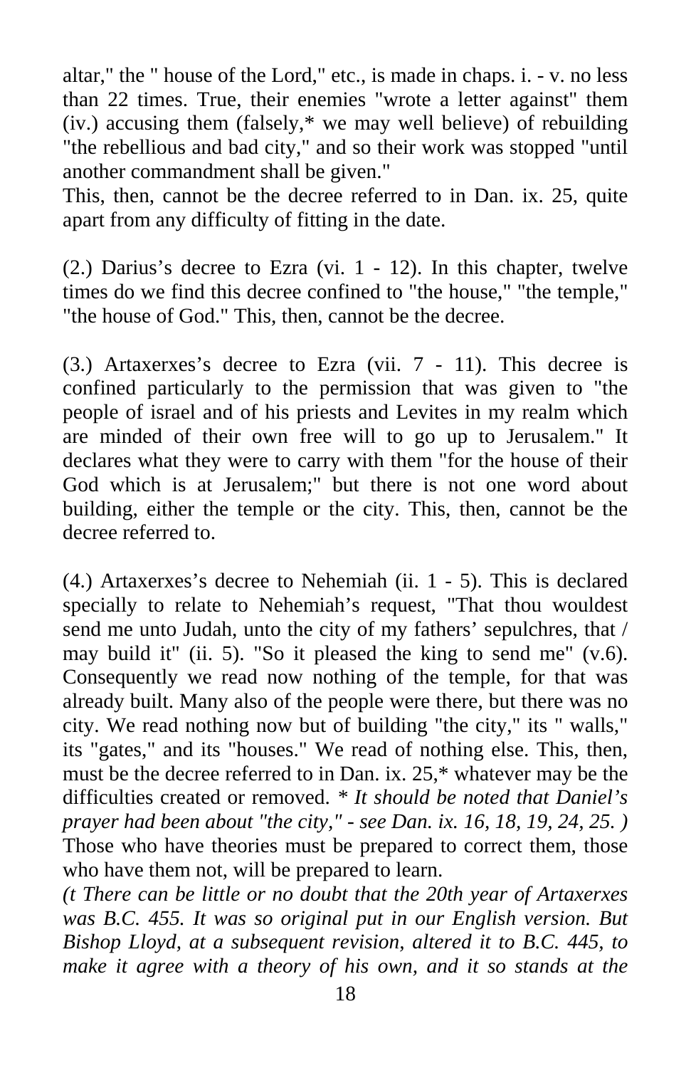altar," the " house of the Lord," etc., is made in chaps. i. - v. no less than 22 times. True, their enemies "wrote a letter against" them (iv.) accusing them (falsely,* we may well believe) of rebuilding "the rebellious and bad city," and so their work was stopped "until another commandment shall be given."
This, then, cannot be the decree referred to in Dan. ix. 25, quite apart from any difficulty of fitting in the date.

(2.) Darius's decree to Ezra (vi. 1 - 12). In this chapter, twelve times do we find this decree confined to "the house," "the temple," "the house of God." This, then, cannot be the decree.

(3.) Artaxerxes's decree to Ezra (vii. 7 - 11). This decree is confined particularly to the permission that was given to "the people of israel and of his priests and Levites in my realm which are minded of their own free will to go up to Jerusalem." It declares what they were to carry with them "for the house of their God which is at Jerusalem;" but there is not one word about building, either the temple or the city. This, then, cannot be the decree referred to.

(4.) Artaxerxes's decree to Nehemiah (ii. 1 - 5). This is declared specially to relate to Nehemiah's request, "That thou wouldest send me unto Judah, unto the city of my fathers' sepulchres, that / may build it" (ii. 5). "So it pleased the king to send me" (v.6). Consequently we read now nothing of the temple, for that was already built. Many also of the people were there, but there was no city. We read nothing now but of building "the city," its " walls," its "gates," and its "houses." We read of nothing else. This, then, must be the decree referred to in Dan. ix. 25,* whatever may be the difficulties created or removed. *\* It should be noted that Daniel's prayer had been about "the city," - see Dan. ix. 16, 18, 19, 24, 25. )*
Those who have theories must be prepared to correct them, those who have them not, will be prepared to learn.
*(t There can be little or no doubt that the 20th year of Artaxerxes was B.C. 455. It was so original put in our English version. But Bishop Lloyd, at a subsequent revision, altered it to B.C. 445, to make it agree with a theory of his own, and it so stands at the*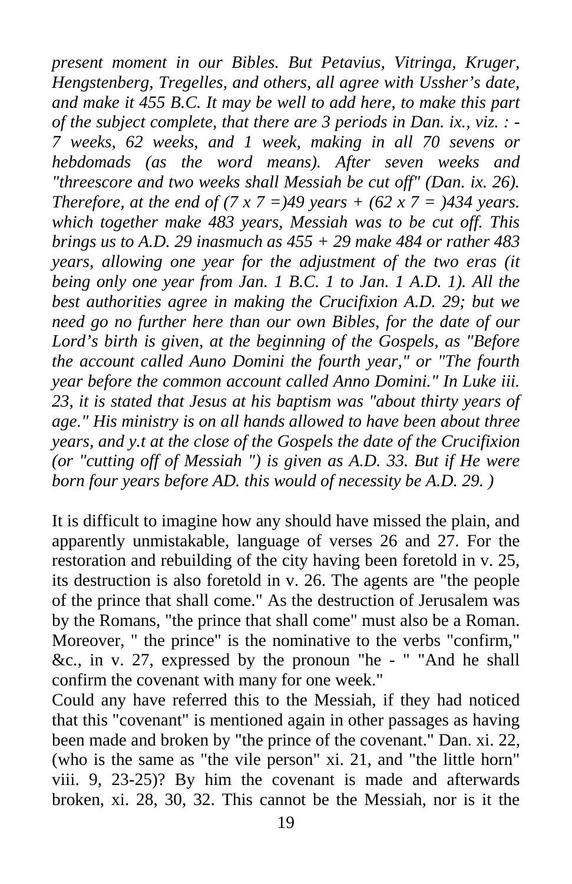*present moment in our Bibles. But Petavius, Vitringa, Kruger, Hengstenberg, Tregelles, and others, all agree with Ussher's date, and make it 455 B.C. It may be well to add here, to make this part of the subject complete, that there are 3 periods in Dan. ix., viz. : - 7 weeks, 62 weeks, and 1 week, making in all 70 sevens or hebdomads (as the word means). After seven weeks and "threescore and two weeks shall Messiah be cut off" (Dan. ix. 26). Therefore, at the end of (7 x 7 =)49 years + (62 x 7 = )434 years. which together make 483 years, Messiah was to be cut off. This brings us to A.D. 29 inasmuch as 455 + 29 make 484 or rather 483 years, allowing one year for the adjustment of the two eras (it being only one year from Jan. 1 B.C. 1 to Jan. 1 A.D. 1). All the best authorities agree in making the Crucifixion A.D. 29; but we need go no further here than our own Bibles, for the date of our Lord's birth is given, at the beginning of the Gospels, as "Before the account called Auno Domini the fourth year," or "The fourth year before the common account called Anno Domini." In Luke iii. 23, it is stated that Jesus at his baptism was "about thirty years of age." His ministry is on all hands allowed to have been about three years, and y.t at the close of the Gospels the date of the Crucifixion (or "cutting off of Messiah ") is given as A.D. 33. But if He were born four years before AD. this would of necessity be A.D. 29. )*

It is difficult to imagine how any should have missed the plain, and apparently unmistakable, language of verses 26 and 27. For the restoration and rebuilding of the city having been foretold in v. 25, its destruction is also foretold in v. 26. The agents are "the people of the prince that shall come." As the destruction of Jerusalem was by the Romans, "the prince that shall come" must also be a Roman. Moreover, " the prince" is the nominative to the verbs "confirm," &c., in v. 27, expressed by the pronoun "he - " "And he shall confirm the covenant with many for one week."

Could any have referred this to the Messiah, if they had noticed that this "covenant" is mentioned again in other passages as having been made and broken by "the prince of the covenant." Dan. xi. 22, (who is the same as "the vile person" xi. 21, and "the little horn" viii. 9, 23-25)? By him the covenant is made and afterwards broken, xi. 28, 30, 32. This cannot be the Messiah, nor is it the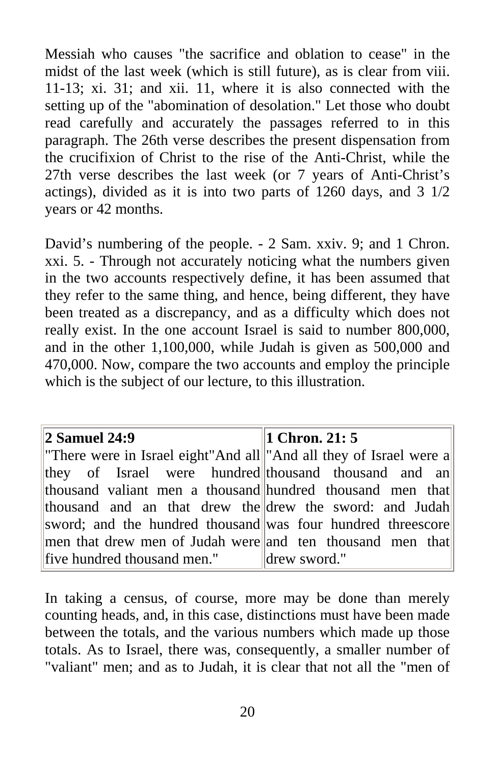Messiah who causes "the sacrifice and oblation to cease" in the midst of the last week (which is still future), as is clear from viii. 11-13; xi. 31; and xii. 11, where it is also connected with the setting up of the "abomination of desolation." Let those who doubt read carefully and accurately the passages referred to in this paragraph. The 26th verse describes the present dispensation from the crucifixion of Christ to the rise of the Anti-Christ, while the 27th verse describes the last week (or 7 years of Anti-Christ's actings), divided as it is into two parts of 1260 days, and 3 1/2 years or 42 months.

David's numbering of the people. - 2 Sam. xxiv. 9; and 1 Chron. xxi. 5. - Through not accurately noticing what the numbers given in the two accounts respectively define, it has been assumed that they refer to the same thing, and hence, being different, they have been treated as a discrepancy, and as a difficulty which does not really exist. In the one account Israel is said to number 800,000, and in the other 1,100,000, while Judah is given as 500,000 and 470,000. Now, compare the two accounts and employ the principle which is the subject of our lecture, to this illustration.

| **2 Samuel 24:9** | **1 Chron. 21: 5** |
|---|---|
| "There were in Israel eight"And all they of Israel were hundred thousand valiant men a thousand thousand and an that drew the sword; and the hundred thousand men that drew men of Judah were five hundred thousand men." | "And all they of Israel were a thousand thousand and an hundred thousand men that drew the sword: and Judah was four hundred threescore and ten thousand men that drew sword." |

In taking a census, of course, more may be done than merely counting heads, and, in this case, distinctions must have been made between the totals, and the various numbers which made up those totals. As to Israel, there was, consequently, a smaller number of "valiant" men; and as to Judah, it is clear that not all the "men of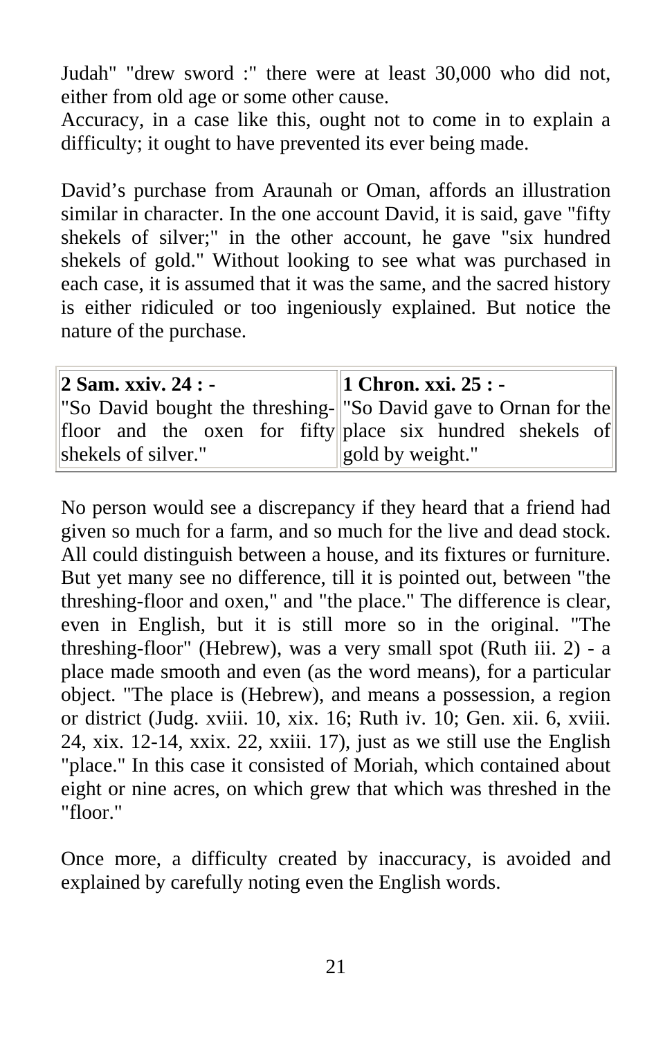Judah" "drew sword :" there were at least 30,000 who did not, either from old age or some other cause.

Accuracy, in a case like this, ought not to come in to explain a difficulty; it ought to have prevented its ever being made.

David's purchase from Araunah or Oman, affords an illustration similar in character. In the one account David, it is said, gave "fifty shekels of silver;" in the other account, he gave "six hundred shekels of gold." Without looking to see what was purchased in each case, it is assumed that it was the same, and the sacred history is either ridiculed or too ingeniously explained. But notice the nature of the purchase.

| **2 Sam. xxiv. 24 : -** | **1 Chron. xxi. 25 : -** |
|---|---|
| "So David bought the threshing-floor and the oxen for fifty shekels of silver." | "So David gave to Ornan for the place six hundred shekels of gold by weight." |

No person would see a discrepancy if they heard that a friend had given so much for a farm, and so much for the live and dead stock. All could distinguish between a house, and its fixtures or furniture. But yet many see no difference, till it is pointed out, between "the threshing-floor and oxen," and "the place." The difference is clear, even in English, but it is still more so in the original. "The threshing-floor" (Hebrew), was a very small spot (Ruth iii. 2) - a place made smooth and even (as the word means), for a particular object. "The place is (Hebrew), and means a possession, a region or district (Judg. xviii. 10, xix. 16; Ruth iv. 10; Gen. xii. 6, xviii. 24, xix. 12-14, xxix. 22, xxiii. 17), just as we still use the English "place." In this case it consisted of Moriah, which contained about eight or nine acres, on which grew that which was threshed in the "floor."

Once more, a difficulty created by inaccuracy, is avoided and explained by carefully noting even the English words.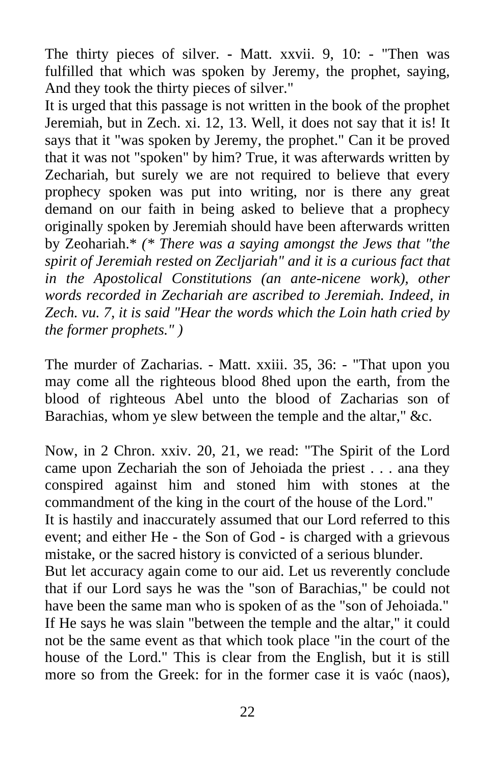The thirty pieces of silver. - Matt. xxvii. 9, 10: - "Then was fulfilled that which was spoken by Jeremy, the prophet, saying, And they took the thirty pieces of silver."

It is urged that this passage is not written in the book of the prophet Jeremiah, but in Zech. xi. 12, 13. Well, it does not say that it is! It says that it "was spoken by Jeremy, the prophet." Can it be proved that it was not "spoken" by him? True, it was afterwards written by Zechariah, but surely we are not required to believe that every prophecy spoken was put into writing, nor is there any great demand on our faith in being asked to believe that a prophecy originally spoken by Jeremiah should have been afterwards written by Zeohariah.* *(* There was a saying amongst the Jews that "the spirit of Jeremiah rested on Zecljariah" and it is a curious fact that in the Apostolical Constitutions (an ante-nicene work), other words recorded in Zechariah are ascribed to Jeremiah. Indeed, in Zech. vu. 7, it is said "Hear the words which the Loin hath cried by the former prophets." )*

The murder of Zacharias. - Matt. xxiii. 35, 36: - "That upon you may come all the righteous blood 8hed upon the earth, from the blood of righteous Abel unto the blood of Zacharias son of Barachias, whom ye slew between the temple and the altar," &c.

Now, in 2 Chron. xxiv. 20, 21, we read: "The Spirit of the Lord came upon Zechariah the son of Jehoiada the priest . . . ana they conspired against him and stoned him with stones at the commandment of the king in the court of the house of the Lord."

It is hastily and inaccurately assumed that our Lord referred to this event; and either He - the Son of God - is charged with a grievous mistake, or the sacred history is convicted of a serious blunder.

But let accuracy again come to our aid. Let us reverently conclude that if our Lord says he was the "son of Barachias," be could not have been the same man who is spoken of as the "son of Jehoiada." If He says he was slain "between the temple and the altar," it could not be the same event as that which took place "in the court of the house of the Lord." This is clear from the English, but it is still more so from the Greek: for in the former case it is vaóc (naos),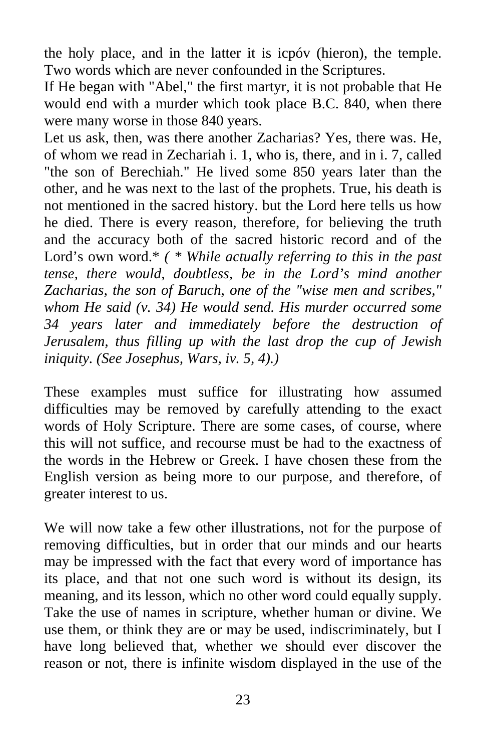the holy place, and in the latter it is icpóv (hieron), the temple. Two words which are never confounded in the Scriptures.

If He began with "Abel," the first martyr, it is not probable that He would end with a murder which took place B.C. 840, when there were many worse in those 840 years.

Let us ask, then, was there another Zacharias? Yes, there was. He, of whom we read in Zechariah i. 1, who is, there, and in i. 7, called "the son of Berechiah." He lived some 850 years later than the other, and he was next to the last of the prophets. True, his death is not mentioned in the sacred history. but the Lord here tells us how he died. There is every reason, therefore, for believing the truth and the accuracy both of the sacred historic record and of the Lord's own word.* *( * While actually referring to this in the past tense, there would, doubtless, be in the Lord's mind another Zacharias, the son of Baruch, one of the "wise men and scribes," whom He said (v. 34) He would send. His murder occurred some 34 years later and immediately before the destruction of Jerusalem, thus filling up with the last drop the cup of Jewish iniquity. (See Josephus, Wars, iv. 5, 4).)*

These examples must suffice for illustrating how assumed difficulties may be removed by carefully attending to the exact words of Holy Scripture. There are some cases, of course, where this will not suffice, and recourse must be had to the exactness of the words in the Hebrew or Greek. I have chosen these from the English version as being more to our purpose, and therefore, of greater interest to us.

We will now take a few other illustrations, not for the purpose of removing difficulties, but in order that our minds and our hearts may be impressed with the fact that every word of importance has its place, and that not one such word is without its design, its meaning, and its lesson, which no other word could equally supply. Take the use of names in scripture, whether human or divine. We use them, or think they are or may be used, indiscriminately, but I have long believed that, whether we should ever discover the reason or not, there is infinite wisdom displayed in the use of the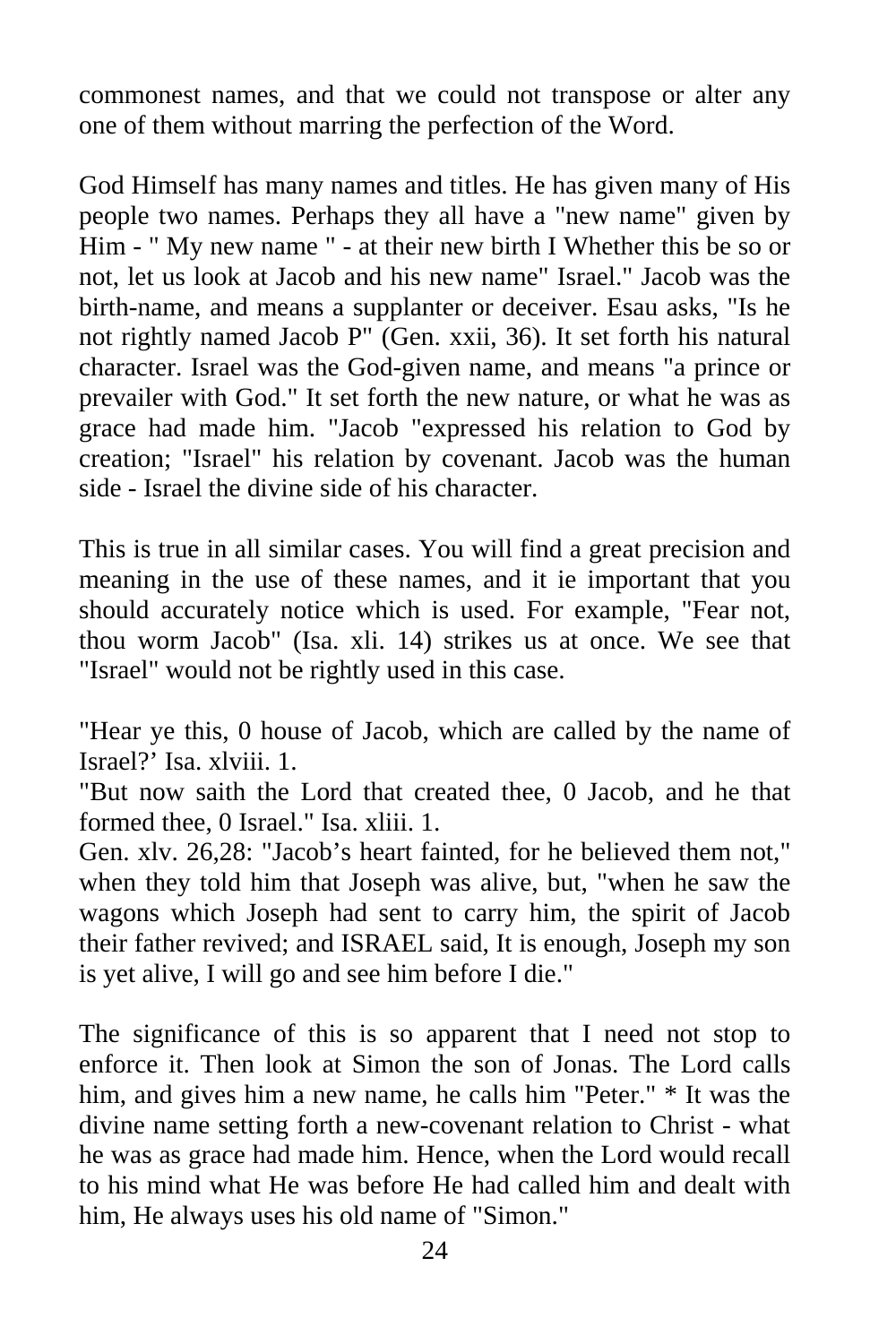commonest names, and that we could not transpose or alter any one of them without marring the perfection of the Word.

God Himself has many names and titles. He has given many of His people two names. Perhaps they all have a "new name" given by Him - " My new name " - at their new birth I Whether this be so or not, let us look at Jacob and his new name" Israel." Jacob was the birth-name, and means a supplanter or deceiver. Esau asks, "Is he not rightly named Jacob P" (Gen. xxii, 36). It set forth his natural character. Israel was the God-given name, and means "a prince or prevailer with God." It set forth the new nature, or what he was as grace had made him. "Jacob "expressed his relation to God by creation; "Israel" his relation by covenant. Jacob was the human side - Israel the divine side of his character.

This is true in all similar cases. You will find a great precision and meaning in the use of these names, and it ie important that you should accurately notice which is used. For example, "Fear not, thou worm Jacob" (Isa. xli. 14) strikes us at once. We see that "Israel" would not be rightly used in this case.

"Hear ye this, 0 house of Jacob, which are called by the name of Israel?' Isa. xlviii. 1.
"But now saith the Lord that created thee, 0 Jacob, and he that formed thee, 0 Israel." Isa. xliii. 1.
Gen. xlv. 26,28: "Jacob's heart fainted, for he believed them not," when they told him that Joseph was alive, but, "when he saw the wagons which Joseph had sent to carry him, the spirit of Jacob their father revived; and ISRAEL said, It is enough, Joseph my son is yet alive, I will go and see him before I die."

The significance of this is so apparent that I need not stop to enforce it. Then look at Simon the son of Jonas. The Lord calls him, and gives him a new name, he calls him "Peter." * It was the divine name setting forth a new-covenant relation to Christ - what he was as grace had made him. Hence, when the Lord would recall to his mind what He was before He had called him and dealt with him, He always uses his old name of "Simon."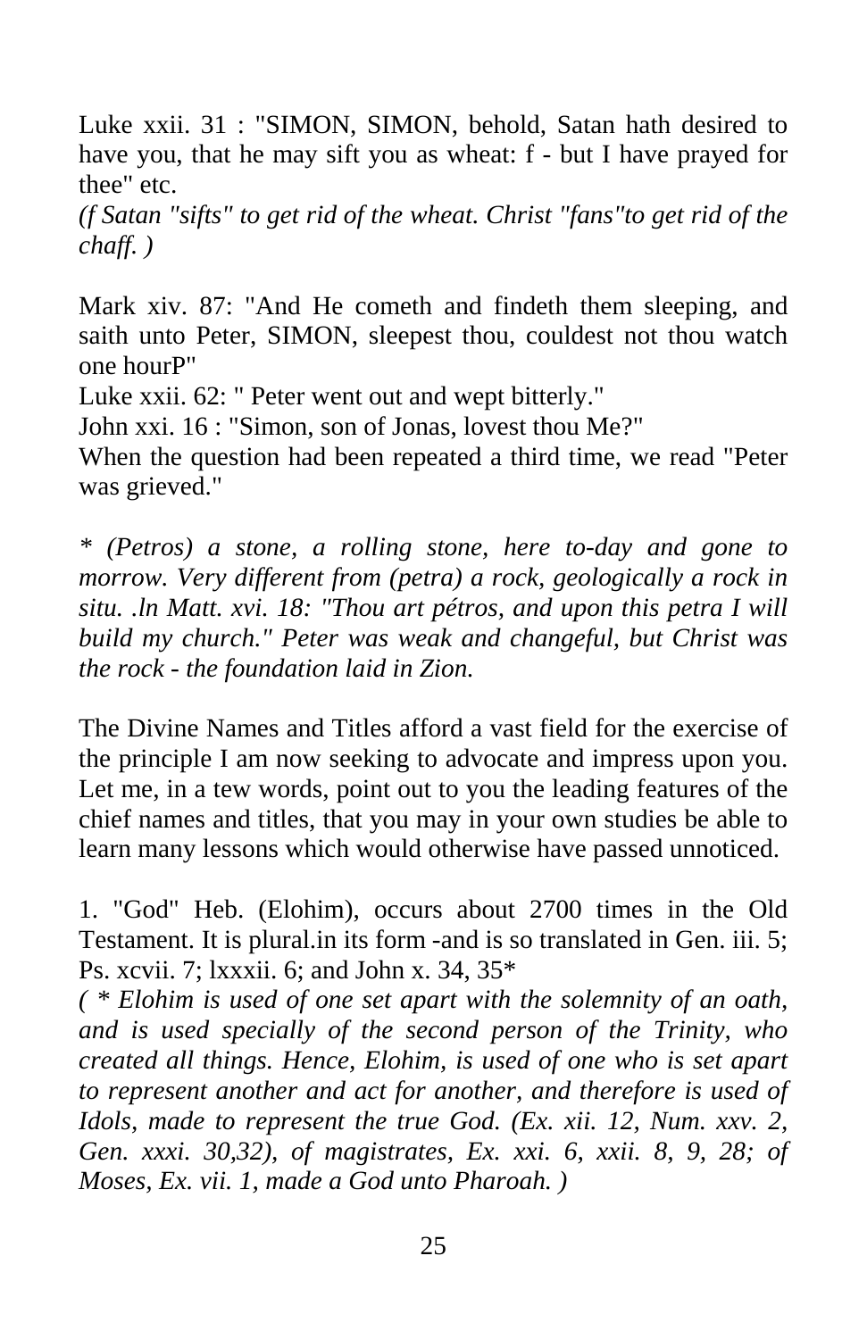Luke xxii. 31 : "SIMON, SIMON, behold, Satan hath desired to have you, that he may sift you as wheat: f - but I have prayed for thee" etc.

*(f Satan "sifts" to get rid of the wheat. Christ "fans"to get rid of the chaff. )*

Mark xiv. 87: "And He cometh and findeth them sleeping, and saith unto Peter, SIMON, sleepest thou, couldest not thou watch one hourP"

Luke xxii. 62: " Peter went out and wept bitterly."

John xxi. 16 : "Simon, son of Jonas, lovest thou Me?"

When the question had been repeated a third time, we read "Peter was grieved."

*\* (Petros) a stone, a rolling stone, here to-day and gone to morrow. Very different from (petra) a rock, geologically a rock in situ. .ln Matt. xvi. 18: "Thou art pétros, and upon this petra I will build my church." Peter was weak and changeful, but Christ was the rock - the foundation laid in Zion.*

The Divine Names and Titles afford a vast field for the exercise of the principle I am now seeking to advocate and impress upon you. Let me, in a tew words, point out to you the leading features of the chief names and titles, that you may in your own studies be able to learn many lessons which would otherwise have passed unnoticed.

1. "God" Heb. (Elohim), occurs about 2700 times in the Old Testament. It is plural.in its form -and is so translated in Gen. iii. 5; Ps. xcvii. 7; lxxxii. 6; and John x. 34, 35*

*( \* Elohim is used of one set apart with the solemnity of an oath, and is used specially of the second person of the Trinity, who created all things. Hence, Elohim, is used of one who is set apart to represent another and act for another, and therefore is used of Idols, made to represent the true God. (Ex. xii. 12, Num. xxv. 2, Gen. xxxi. 30,32), of magistrates, Ex. xxi. 6, xxii. 8, 9, 28; of Moses, Ex. vii. 1, made a God unto Pharoah. )*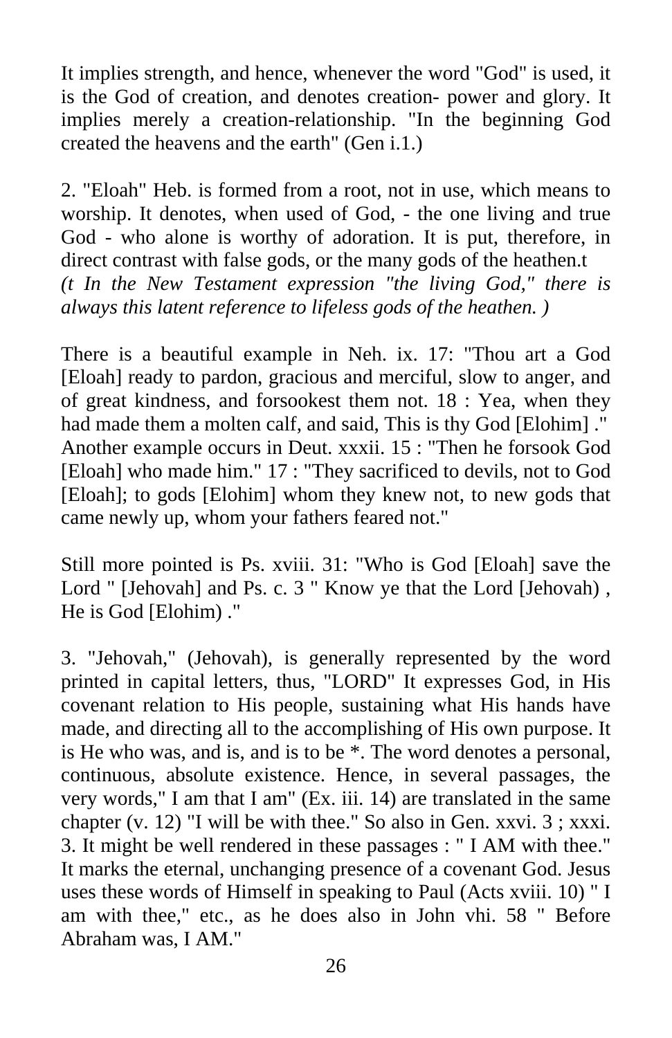It implies strength, and hence, whenever the word "God" is used, it is the God of creation, and denotes creation- power and glory. It implies merely a creation-relationship. "In the beginning God created the heavens and the earth" (Gen i.1.)

2. "Eloah" Heb. is formed from a root, not in use, which means to worship. It denotes, when used of God, - the one living and true God - who alone is worthy of adoration. It is put, therefore, in direct contrast with false gods, or the many gods of the heathen.t
*(t In the New Testament expression "the living God," there is always this latent reference to lifeless gods of the heathen. )*

There is a beautiful example in Neh. ix. 17: "Thou art a God [Eloah] ready to pardon, gracious and merciful, slow to anger, and of great kindness, and forsookest them not. 18 : Yea, when they had made them a molten calf, and said, This is thy God [Elohim] ." Another example occurs in Deut. xxxii. 15 : "Then he forsook God [Eloah] who made him." 17 : "They sacrificed to devils, not to God [Eloah]; to gods [Elohim] whom they knew not, to new gods that came newly up, whom your fathers feared not."

Still more pointed is Ps. xviii. 31: "Who is God [Eloah] save the Lord " [Jehovah] and Ps. c. 3 " Know ye that the Lord [Jehovah) , He is God [Elohim) ."

3. "Jehovah," (Jehovah), is generally represented by the word printed in capital letters, thus, "LORD" It expresses God, in His covenant relation to His people, sustaining what His hands have made, and directing all to the accomplishing of His own purpose. It is He who was, and is, and is to be *. The word denotes a personal, continuous, absolute existence. Hence, in several passages, the very words," I am that I am" (Ex. iii. 14) are translated in the same chapter (v. 12) "I will be with thee." So also in Gen. xxvi. 3 ; xxxi. 3. It might be well rendered in these passages : " I AM with thee." It marks the eternal, unchanging presence of a covenant God. Jesus uses these words of Himself in speaking to Paul (Acts xviii. 10) " I am with thee," etc., as he does also in John vhi. 58 " Before Abraham was, I AM."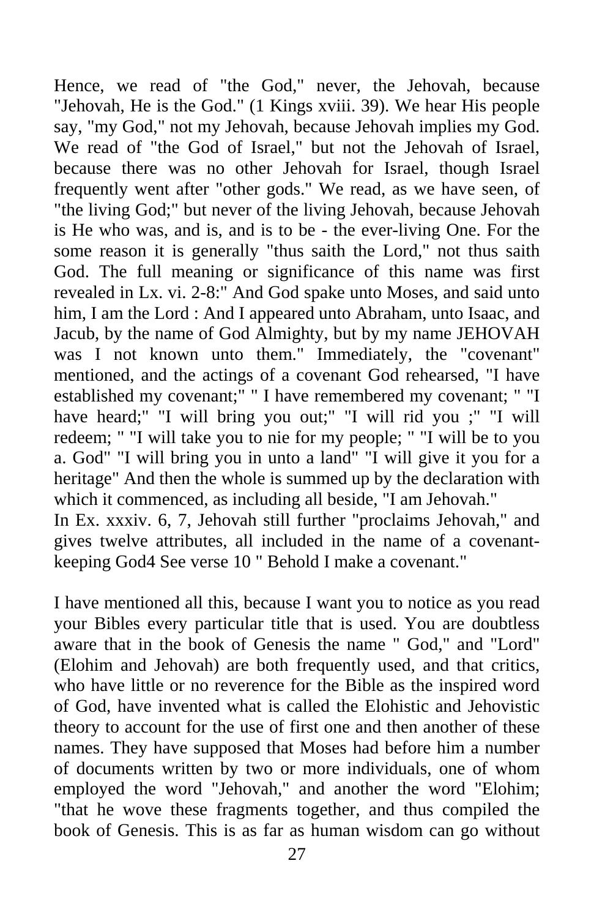Hence, we read of "the God," never, the Jehovah, because "Jehovah, He is the God." (1 Kings xviii. 39). We hear His people say, "my God," not my Jehovah, because Jehovah implies my God. We read of "the God of Israel," but not the Jehovah of Israel, because there was no other Jehovah for Israel, though Israel frequently went after "other gods." We read, as we have seen, of "the living God;" but never of the living Jehovah, because Jehovah is He who was, and is, and is to be - the ever-living One. For the some reason it is generally "thus saith the Lord," not thus saith God. The full meaning or significance of this name was first revealed in Lx. vi. 2-8:" And God spake unto Moses, and said unto him, I am the Lord : And I appeared unto Abraham, unto Isaac, and Jacub, by the name of God Almighty, but by my name JEHOVAH was I not known unto them." Immediately, the "covenant" mentioned, and the actings of a covenant God rehearsed, "I have established my covenant;" " I have remembered my covenant; " "I have heard;" "I will bring you out;" "I will rid you ;" "I will redeem; " "I will take you to nie for my people; " "I will be to you a. God" "I will bring you in unto a land" "I will give it you for a heritage" And then the whole is summed up by the declaration with which it commenced, as including all beside, "I am Jehovah."
In Ex. xxxiv. 6, 7, Jehovah still further "proclaims Jehovah," and gives twelve attributes, all included in the name of a covenant-keeping God4 See verse 10 " Behold I make a covenant."

I have mentioned all this, because I want you to notice as you read your Bibles every particular title that is used. You are doubtless aware that in the book of Genesis the name " God," and "Lord" (Elohim and Jehovah) are both frequently used, and that critics, who have little or no reverence for the Bible as the inspired word of God, have invented what is called the Elohistic and Jehovistic theory to account for the use of first one and then another of these names. They have supposed that Moses had before him a number of documents written by two or more individuals, one of whom employed the word "Jehovah," and another the word "Elohim; "that he wove these fragments together, and thus compiled the book of Genesis. This is as far as human wisdom can go without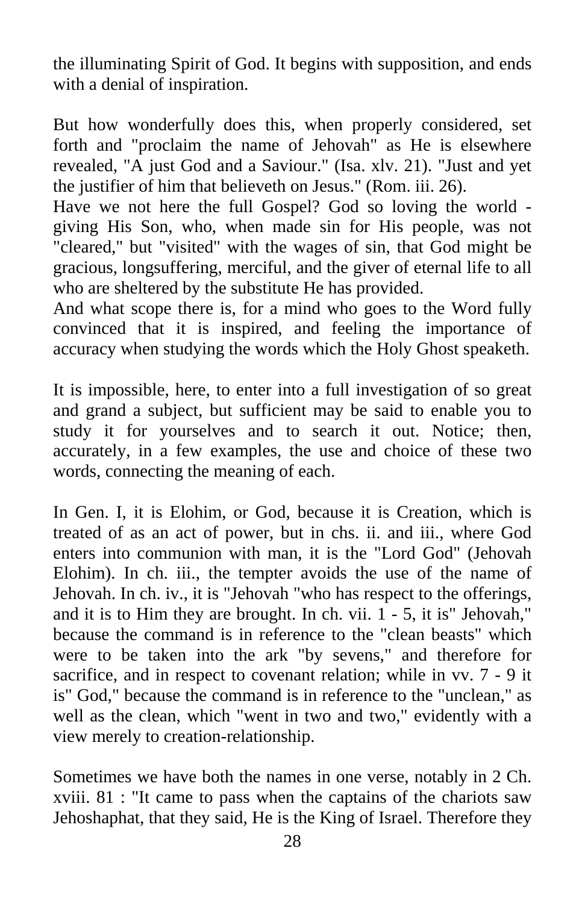the illuminating Spirit of God. It begins with supposition, and ends with a denial of inspiration.

But how wonderfully does this, when properly considered, set forth and "proclaim the name of Jehovah" as He is elsewhere revealed, "A just God and a Saviour." (Isa. xlv. 21). "Just and yet the justifier of him that believeth on Jesus." (Rom. iii. 26).
Have we not here the full Gospel? God so loving the world - giving His Son, who, when made sin for His people, was not "cleared," but "visited" with the wages of sin, that God might be gracious, longsuffering, merciful, and the giver of eternal life to all who are sheltered by the substitute He has provided.
And what scope there is, for a mind who goes to the Word fully convinced that it is inspired, and feeling the importance of accuracy when studying the words which the Holy Ghost speaketh.

It is impossible, here, to enter into a full investigation of so great and grand a subject, but sufficient may be said to enable you to study it for yourselves and to search it out. Notice; then, accurately, in a few examples, the use and choice of these two words, connecting the meaning of each.

In Gen. I, it is Elohim, or God, because it is Creation, which is treated of as an act of power, but in chs. ii. and iii., where God enters into communion with man, it is the "Lord God" (Jehovah Elohim). In ch. iii., the tempter avoids the use of the name of Jehovah. In ch. iv., it is "Jehovah "who has respect to the offerings, and it is to Him they are brought. In ch. vii. 1 - 5, it is" Jehovah," because the command is in reference to the "clean beasts" which were to be taken into the ark "by sevens," and therefore for sacrifice, and in respect to covenant relation; while in vv. 7 - 9 it is" God," because the command is in reference to the "unclean," as well as the clean, which "went in two and two," evidently with a view merely to creation-relationship.

Sometimes we have both the names in one verse, notably in 2 Ch. xviii. 81 : "It came to pass when the captains of the chariots saw Jehoshaphat, that they said, He is the King of Israel. Therefore they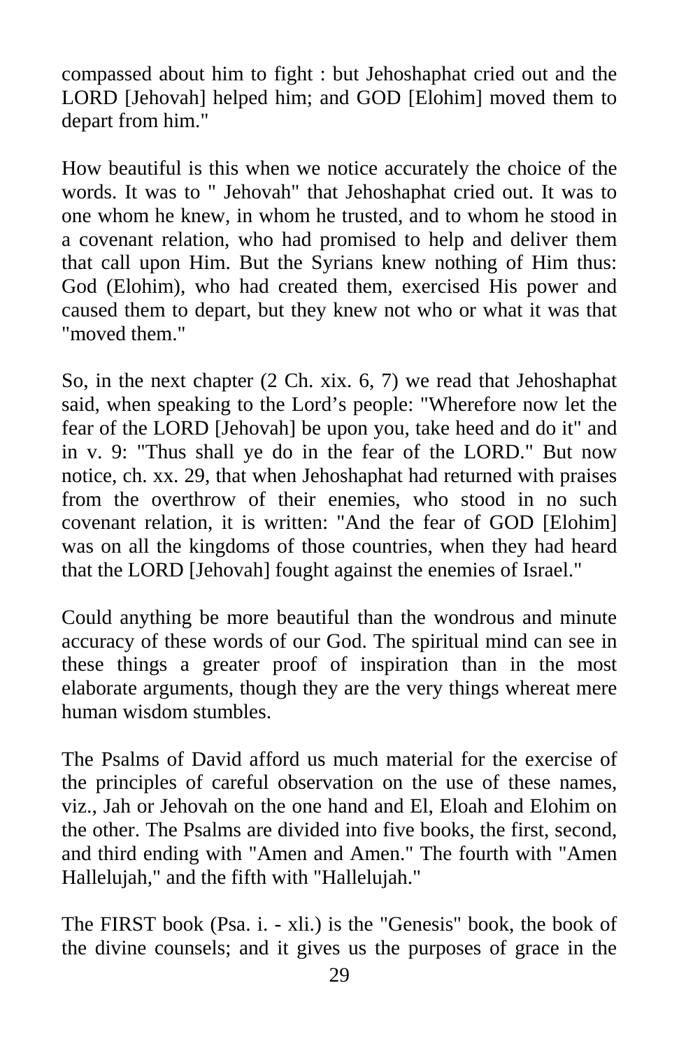compassed about him to fight : but Jehoshaphat cried out and the LORD [Jehovah] helped him; and GOD [Elohim] moved them to depart from him."

How beautiful is this when we notice accurately the choice of the words. It was to " Jehovah" that Jehoshaphat cried out. It was to one whom he knew, in whom he trusted, and to whom he stood in a covenant relation, who had promised to help and deliver them that call upon Him. But the Syrians knew nothing of Him thus: God (Elohim), who had created them, exercised His power and caused them to depart, but they knew not who or what it was that "moved them."

So, in the next chapter (2 Ch. xix. 6, 7) we read that Jehoshaphat said, when speaking to the Lord's people: "Wherefore now let the fear of the LORD [Jehovah] be upon you, take heed and do it" and in v. 9: "Thus shall ye do in the fear of the LORD." But now notice, ch. xx. 29, that when Jehoshaphat had returned with praises from the overthrow of their enemies, who stood in no such covenant relation, it is written: "And the fear of GOD [Elohim] was on all the kingdoms of those countries, when they had heard that the LORD [Jehovah] fought against the enemies of Israel."

Could anything be more beautiful than the wondrous and minute accuracy of these words of our God. The spiritual mind can see in these things a greater proof of inspiration than in the most elaborate arguments, though they are the very things whereat mere human wisdom stumbles.

The Psalms of David afford us much material for the exercise of the principles of careful observation on the use of these names, viz., Jah or Jehovah on the one hand and El, Eloah and Elohim on the other. The Psalms are divided into five books, the first, second, and third ending with "Amen and Amen." The fourth with "Amen Hallelujah," and the fifth with "Hallelujah."

The FIRST book (Psa. i. - xli.) is the "Genesis" book, the book of the divine counsels; and it gives us the purposes of grace in the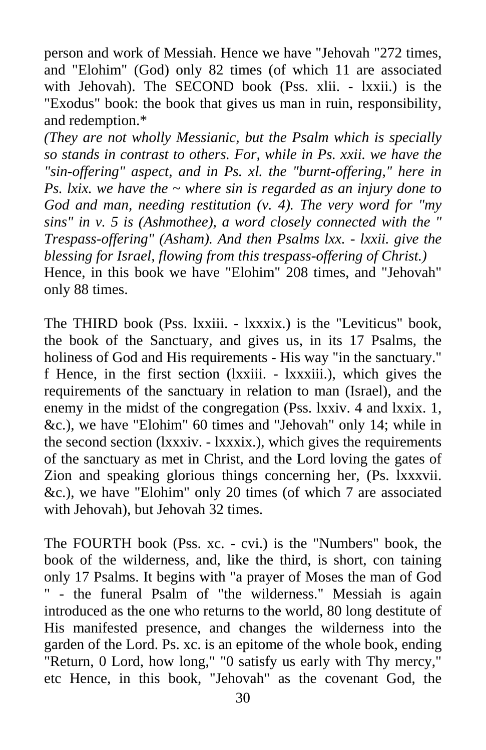person and work of Messiah. Hence we have "Jehovah "272 times, and "Elohim" (God) only 82 times (of which 11 are associated with Jehovah). The SECOND book (Pss. xlii. - lxxii.) is the "Exodus" book: the book that gives us man in ruin, responsibility, and redemption.*

*(They are not wholly Messianic, but the Psalm which is specially so stands in contrast to others. For, while in Ps. xxii. we have the "sin-offering" aspect, and in Ps. xl. the "burnt-offering," here in Ps. lxix. we have the ~ where sin is regarded as an injury done to God and man, needing restitution (v. 4). The very word for "my sins" in v. 5 is (Ashmothee), a word closely connected with the " Trespass-offering" (Asham). And then Psalms lxx. - lxxii. give the blessing for Israel, flowing from this trespass-offering of Christ.)*

Hence, in this book we have "Elohim" 208 times, and "Jehovah" only 88 times.

The THIRD book (Pss. lxxiii. - lxxxix.) is the "Leviticus" book, the book of the Sanctuary, and gives us, in its 17 Psalms, the holiness of God and His requirements - His way "in the sanctuary." f Hence, in the first section (lxxiii. - lxxxiii.), which gives the requirements of the sanctuary in relation to man (Israel), and the enemy in the midst of the congregation (Pss. lxxiv. 4 and lxxix. 1, &c.), we have "Elohim" 60 times and "Jehovah" only 14; while in the second section (lxxxiv. - lxxxix.), which gives the requirements of the sanctuary as met in Christ, and the Lord loving the gates of Zion and speaking glorious things concerning her, (Ps. lxxxvii. &c.), we have "Elohim" only 20 times (of which 7 are associated with Jehovah), but Jehovah 32 times.

The FOURTH book (Pss. xc. - cvi.) is the "Numbers" book, the book of the wilderness, and, like the third, is short, con taining only 17 Psalms. It begins with "a prayer of Moses the man of God " - the funeral Psalm of "the wilderness." Messiah is again introduced as the one who returns to the world, 80 long destitute of His manifested presence, and changes the wilderness into the garden of the Lord. Ps. xc. is an epitome of the whole book, ending "Return, 0 Lord, how long," "0 satisfy us early with Thy mercy," etc Hence, in this book, "Jehovah" as the covenant God, the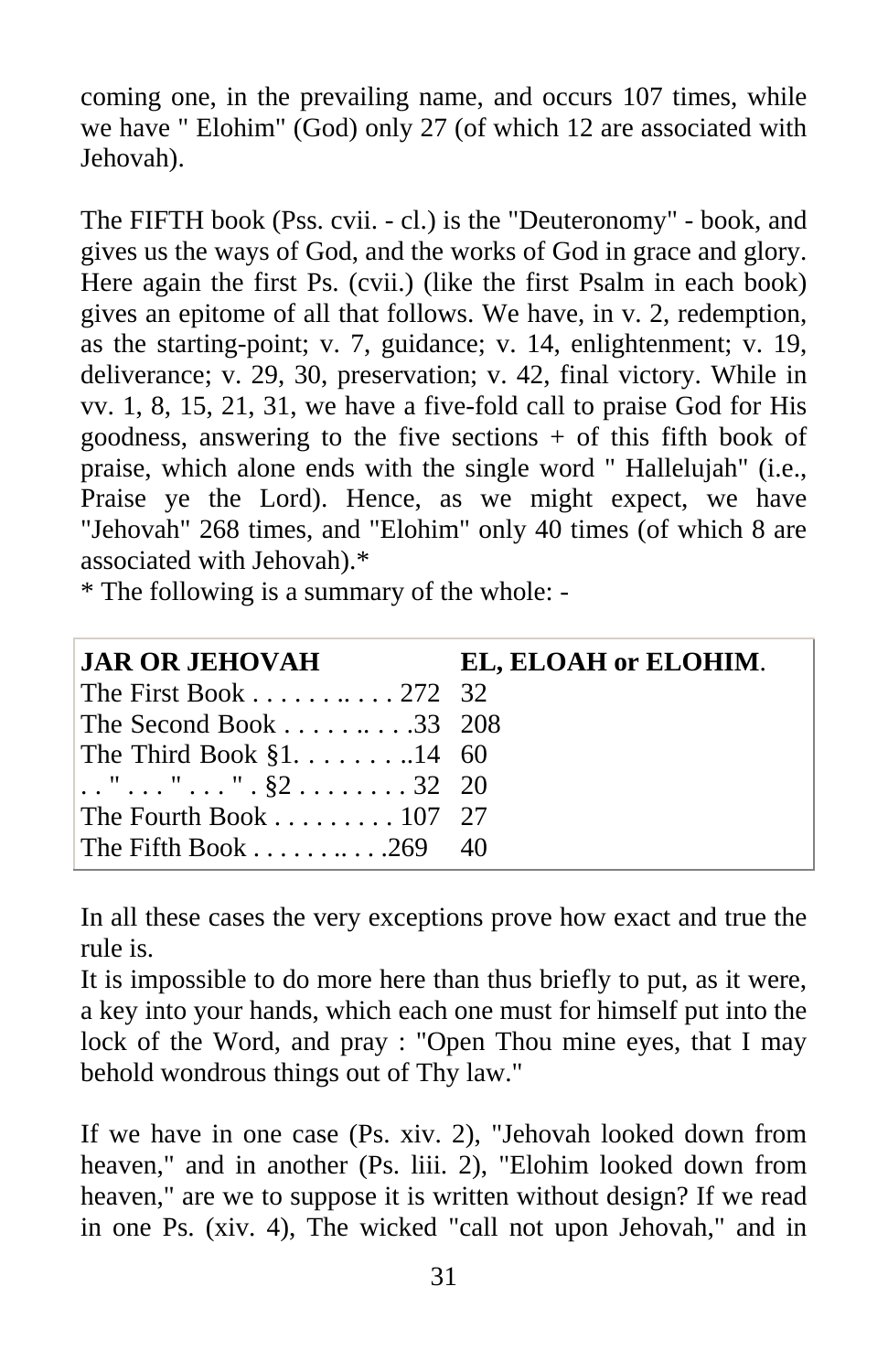coming one, in the prevailing name, and occurs 107 times, while we have " Elohim" (God) only 27 (of which 12 are associated with Jehovah).

The FIFTH book (Pss. cvii. - cl.) is the "Deuteronomy" - book, and gives us the ways of God, and the works of God in grace and glory. Here again the first Ps. (cvii.) (like the first Psalm in each book) gives an epitome of all that follows. We have, in v. 2, redemption, as the starting-point; v. 7, guidance; v. 14, enlightenment; v. 19, deliverance; v. 29, 30, preservation; v. 42, final victory. While in vv. 1, 8, 15, 21, 31, we have a five-fold call to praise God for His goodness, answering to the five sections + of this fifth book of praise, which alone ends with the single word " Hallelujah" (i.e., Praise ye the Lord). Hence, as we might expect, we have "Jehovah" 268 times, and "Elohim" only 40 times (of which 8 are associated with Jehovah).*

* The following is a summary of the whole: -

| **JAR OR JEHOVAH** | | **EL, ELOAH or ELOHIM**. |
|---|---|---|
| The First Book . . . . . . .. . . . | 272 | 32 |
| The Second Book . . . . . .. . . . | 33 | 208 |
| The Third Book §1. . . . . . . . .. | 14 | 60 |
| . . " . . . " . . . " . §2 . . . . . . . . . | 32 | 20 |
| The Fourth Book . . . . . . . . . | 107 | 27 |
| The Fifth Book . . . . . . .. . . . | 269 | 40 |

In all these cases the very exceptions prove how exact and true the rule is.

It is impossible to do more here than thus briefly to put, as it were, a key into your hands, which each one must for himself put into the lock of the Word, and pray : "Open Thou mine eyes, that I may behold wondrous things out of Thy law."

If we have in one case (Ps. xiv. 2), "Jehovah looked down from heaven," and in another (Ps. liii. 2), "Elohim looked down from heaven," are we to suppose it is written without design? If we read in one Ps. (xiv. 4), The wicked "call not upon Jehovah," and in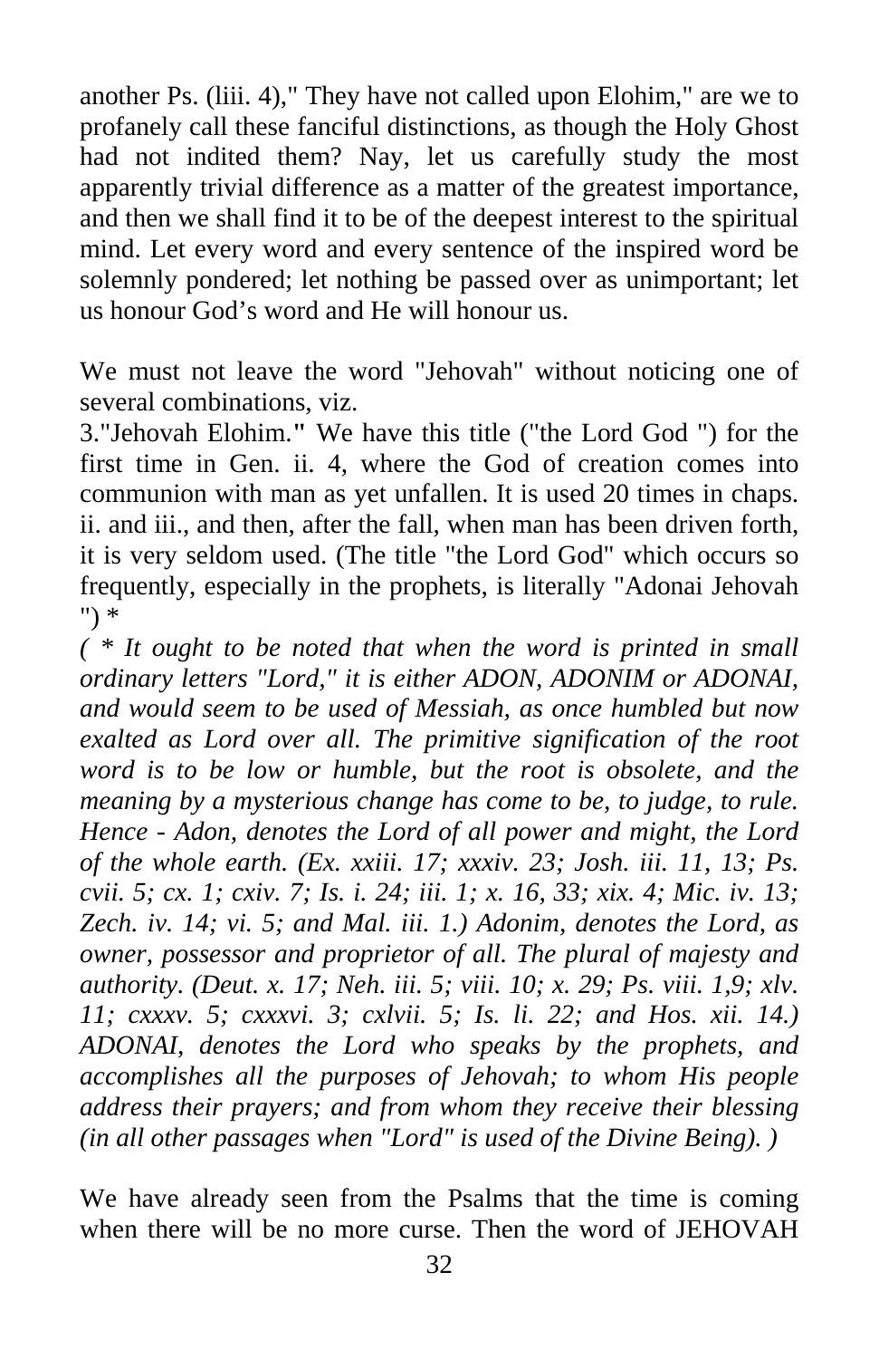another Ps. (liii. 4)," They have not called upon Elohim," are we to profanely call these fanciful distinctions, as though the Holy Ghost had not indited them? Nay, let us carefully study the most apparently trivial difference as a matter of the greatest importance, and then we shall find it to be of the deepest interest to the spiritual mind. Let every word and every sentence of the inspired word be solemnly pondered; let nothing be passed over as unimportant; let us honour God's word and He will honour us.

We must not leave the word "Jehovah" without noticing one of several combinations, viz.

3."Jehovah Elohim." We have this title ("the Lord God ") for the first time in Gen. ii. 4, where the God of creation comes into communion with man as yet unfallen. It is used 20 times in chaps. ii. and iii., and then, after the fall, when man has been driven forth, it is very seldom used. (The title "the Lord God" which occurs so frequently, especially in the prophets, is literally "Adonai Jehovah ") *

*( * It ought to be noted that when the word is printed in small ordinary letters "Lord," it is either ADON, ADONIM or ADONAI, and would seem to be used of Messiah, as once humbled but now exalted as Lord over all. The primitive signification of the root word is to be low or humble, but the root is obsolete, and the meaning by a mysterious change has come to be, to judge, to rule. Hence - Adon, denotes the Lord of all power and might, the Lord of the whole earth. (Ex. xxiii. 17; xxxiv. 23; Josh. iii. 11, 13; Ps. cvii. 5; cx. 1; cxiv. 7; Is. i. 24; iii. 1; x. 16, 33; xix. 4; Mic. iv. 13; Zech. iv. 14; vi. 5; and Mal. iii. 1.) Adonim, denotes the Lord, as owner, possessor and proprietor of all. The plural of majesty and authority. (Deut. x. 17; Neh. iii. 5; viii. 10; x. 29; Ps. viii. 1,9; xlv. 11; cxxxv. 5; cxxxvi. 3; cxlvii. 5; Is. li. 22; and Hos. xii. 14.) ADONAI, denotes the Lord who speaks by the prophets, and accomplishes all the purposes of Jehovah; to whom His people address their prayers; and from whom they receive their blessing (in all other passages when "Lord" is used of the Divine Being). )*

We have already seen from the Psalms that the time is coming when there will be no more curse. Then the word of JEHOVAH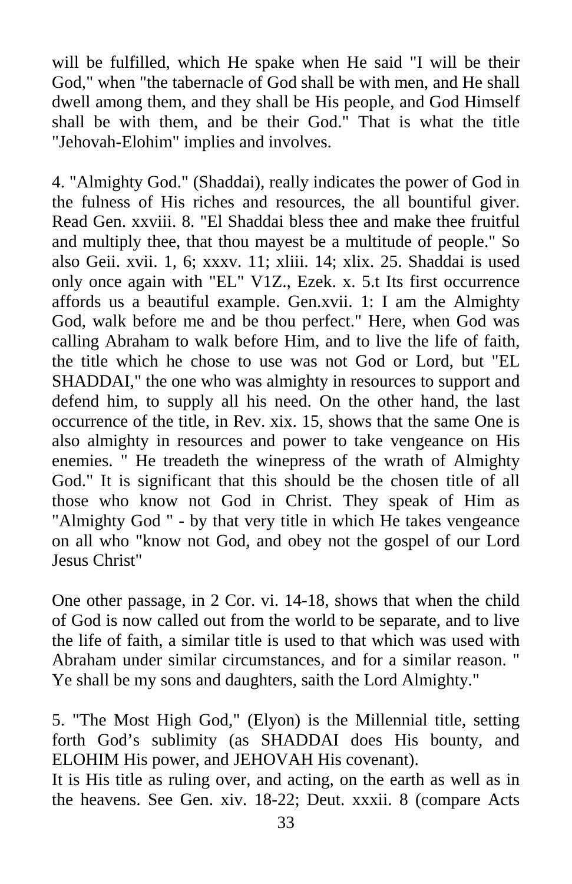will be fulfilled, which He spake when He said "I will be their God," when "the tabernacle of God shall be with men, and He shall dwell among them, and they shall be His people, and God Himself shall be with them, and be their God." That is what the title "Jehovah-Elohim" implies and involves.

4. "Almighty God." (Shaddai), really indicates the power of God in the fulness of His riches and resources, the all bountiful giver. Read Gen. xxviii. 8. "El Shaddai bless thee and make thee fruitful and multiply thee, that thou mayest be a multitude of people." So also Geii. xvii. 1, 6; xxxv. 11; xliii. 14; xlix. 25. Shaddai is used only once again with "EL" V1Z., Ezek. x. 5.t Its first occurrence affords us a beautiful example. Gen.xvii. 1: I am the Almighty God, walk before me and be thou perfect." Here, when God was calling Abraham to walk before Him, and to live the life of faith, the title which he chose to use was not God or Lord, but "EL SHADDAI," the one who was almighty in resources to support and defend him, to supply all his need. On the other hand, the last occurrence of the title, in Rev. xix. 15, shows that the same One is also almighty in resources and power to take vengeance on His enemies. " He treadeth the winepress of the wrath of Almighty God." It is significant that this should be the chosen title of all those who know not God in Christ. They speak of Him as "Almighty God " - by that very title in which He takes vengeance on all who "know not God, and obey not the gospel of our Lord Jesus Christ"

One other passage, in 2 Cor. vi. 14-18, shows that when the child of God is now called out from the world to be separate, and to live the life of faith, a similar title is used to that which was used with Abraham under similar circumstances, and for a similar reason. " Ye shall be my sons and daughters, saith the Lord Almighty."

5. "The Most High God," (Elyon) is the Millennial title, setting forth God's sublimity (as SHADDAI does His bounty, and ELOHIM His power, and JEHOVAH His covenant).
It is His title as ruling over, and acting, on the earth as well as in the heavens. See Gen. xiv. 18-22; Deut. xxxii. 8 (compare Acts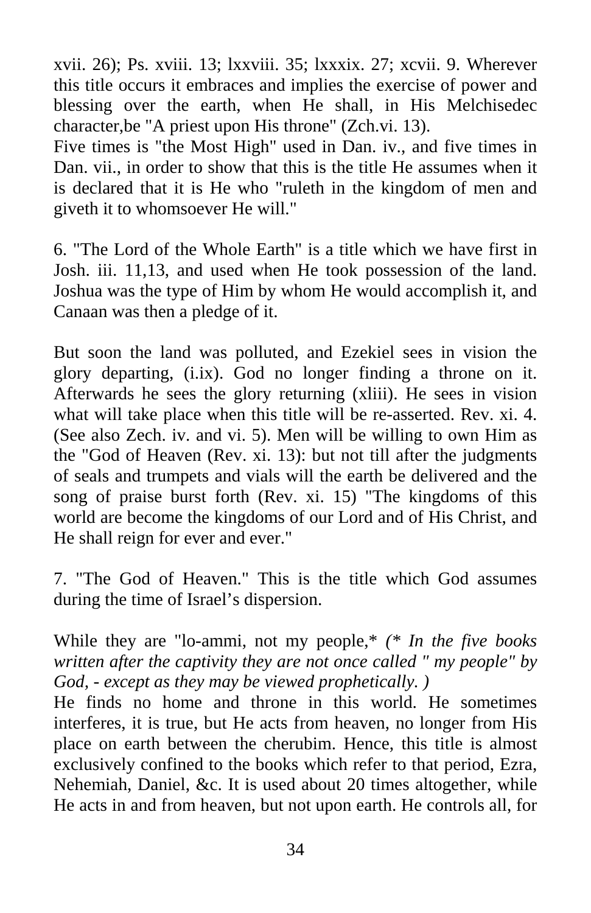xvii. 26); Ps. xviii. 13; lxxviii. 35; lxxxix. 27; xcvii. 9. Wherever this title occurs it embraces and implies the exercise of power and blessing over the earth, when He shall, in His Melchisedec character,be "A priest upon His throne" (Zch.vi. 13).

Five times is "the Most High" used in Dan. iv., and five times in Dan. vii., in order to show that this is the title He assumes when it is declared that it is He who "ruleth in the kingdom of men and giveth it to whomsoever He will."

6. "The Lord of the Whole Earth" is a title which we have first in Josh. iii. 11,13, and used when He took possession of the land. Joshua was the type of Him by whom He would accomplish it, and Canaan was then a pledge of it.

But soon the land was polluted, and Ezekiel sees in vision the glory departing, (i.ix). God no longer finding a throne on it. Afterwards he sees the glory returning (xliii). He sees in vision what will take place when this title will be re-asserted. Rev. xi. 4. (See also Zech. iv. and vi. 5). Men will be willing to own Him as the "God of Heaven (Rev. xi. 13): but not till after the judgments of seals and trumpets and vials will the earth be delivered and the song of praise burst forth (Rev. xi. 15) "The kingdoms of this world are become the kingdoms of our Lord and of His Christ, and He shall reign for ever and ever."

7. "The God of Heaven." This is the title which God assumes during the time of Israel's dispersion.

While they are "lo-ammi, not my people,* *(* In the five books written after the captivity they are not once called " my people" by God, - except as they may be viewed prophetically. )*

He finds no home and throne in this world. He sometimes interferes, it is true, but He acts from heaven, no longer from His place on earth between the cherubim. Hence, this title is almost exclusively confined to the books which refer to that period, Ezra, Nehemiah, Daniel, &c. It is used about 20 times altogether, while He acts in and from heaven, but not upon earth. He controls all, for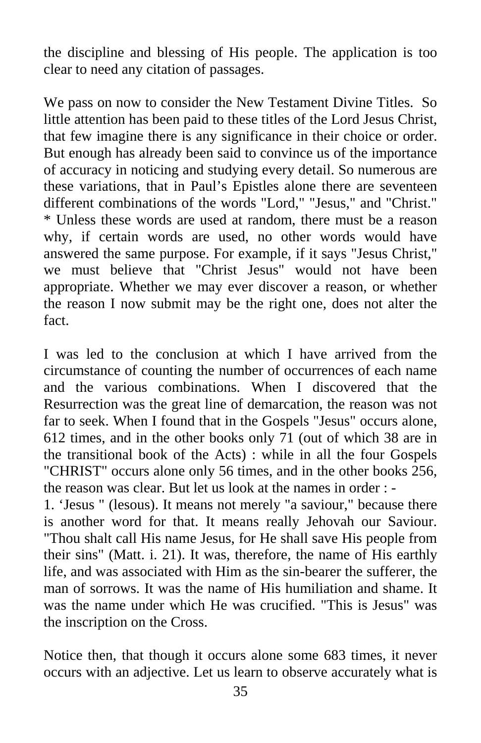the discipline and blessing of His people. The application is too clear to need any citation of passages.

We pass on now to consider the New Testament Divine Titles. So little attention has been paid to these titles of the Lord Jesus Christ, that few imagine there is any significance in their choice or order. But enough has already been said to convince us of the importance of accuracy in noticing and studying every detail. So numerous are these variations, that in Paul’s Epistles alone there are seventeen different combinations of the words "Lord," "Jesus," and "Christ." * Unless these words are used at random, there must be a reason why, if certain words are used, no other words would have answered the same purpose. For example, if it says "Jesus Christ," we must believe that "Christ Jesus" would not have been appropriate. Whether we may ever discover a reason, or whether the reason I now submit may be the right one, does not alter the fact.

I was led to the conclusion at which I have arrived from the circumstance of counting the number of occurrences of each name and the various combinations. When I discovered that the Resurrection was the great line of demarcation, the reason was not far to seek. When I found that in the Gospels "Jesus" occurs alone, 612 times, and in the other books only 71 (out of which 38 are in the transitional book of the Acts) : while in all the four Gospels "CHRIST" occurs alone only 56 times, and in the other books 256, the reason was clear. But let us look at the names in order : -

1. ‘Jesus " (lesous). It means not merely "a saviour," because there is another word for that. It means really Jehovah our Saviour. "Thou shalt call His name Jesus, for He shall save His people from their sins" (Matt. i. 21). It was, therefore, the name of His earthly life, and was associated with Him as the sin-bearer the sufferer, the man of sorrows. It was the name of His humiliation and shame. It was the name under which He was crucified. "This is Jesus" was the inscription on the Cross.

Notice then, that though it occurs alone some 683 times, it never occurs with an adjective. Let us learn to observe accurately what is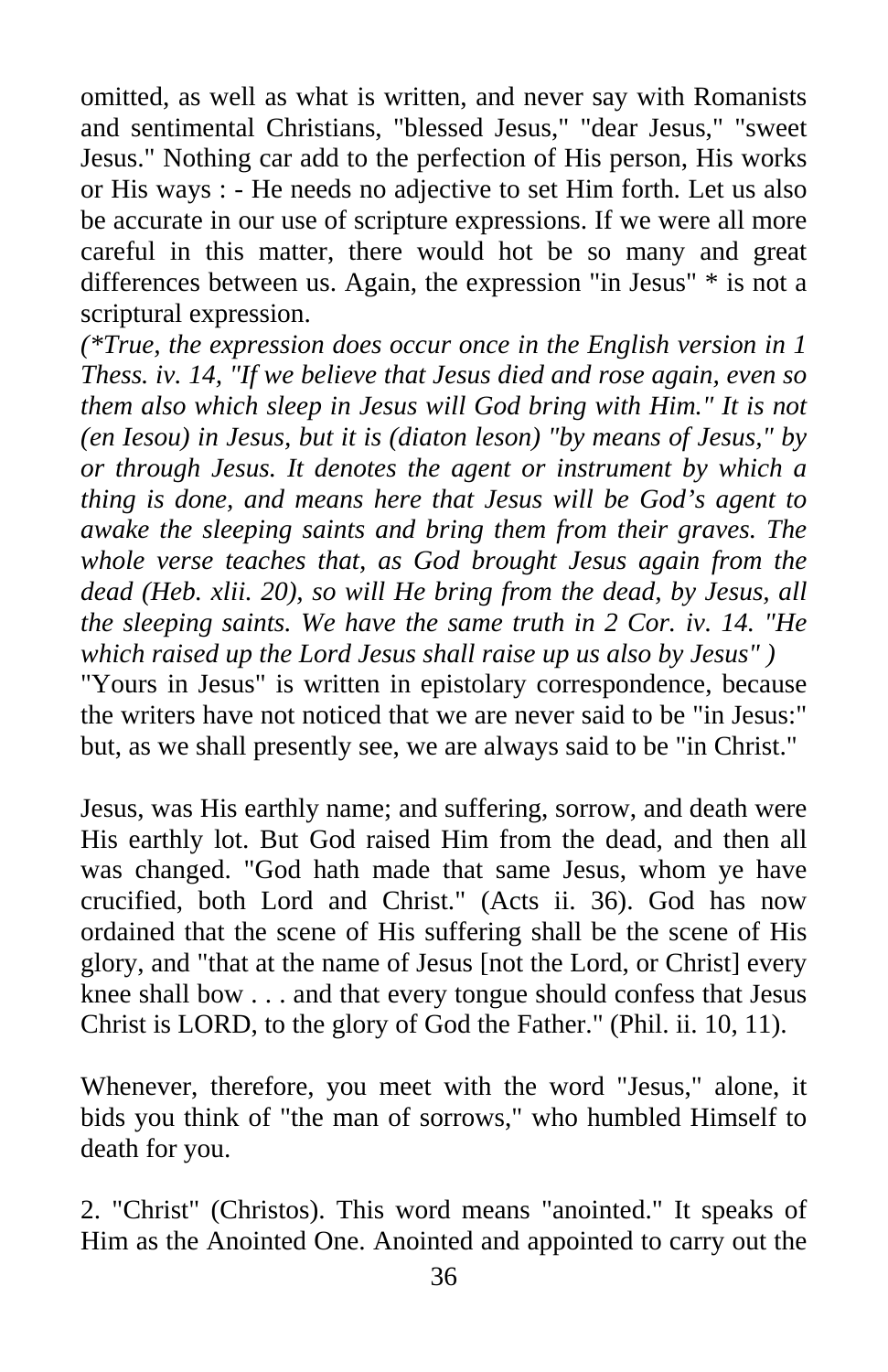omitted, as well as what is written, and never say with Romanists and sentimental Christians, "blessed Jesus," "dear Jesus," "sweet Jesus." Nothing car add to the perfection of His person, His works or His ways : - He needs no adjective to set Him forth. Let us also be accurate in our use of scripture expressions. If we were all more careful in this matter, there would hot be so many and great differences between us. Again, the expression "in Jesus" * is not a scriptural expression.

*(\*True, the expression does occur once in the English version in 1 Thess. iv. 14, "If we believe that Jesus died and rose again, even so them also which sleep in Jesus will God bring with Him." It is not (en Iesou) in Jesus, but it is (diaton leson) "by means of Jesus," by or through Jesus. It denotes the agent or instrument by which a thing is done, and means here that Jesus will be God's agent to awake the sleeping saints and bring them from their graves. The whole verse teaches that, as God brought Jesus again from the dead (Heb. xlii. 20), so will He bring from the dead, by Jesus, all the sleeping saints. We have the same truth in 2 Cor. iv. 14. "He which raised up the Lord Jesus shall raise up us also by Jesus" )*

"Yours in Jesus" is written in epistolary correspondence, because the writers have not noticed that we are never said to be "in Jesus:" but, as we shall presently see, we are always said to be "in Christ."

Jesus, was His earthly name; and suffering, sorrow, and death were His earthly lot. But God raised Him from the dead, and then all was changed. "God hath made that same Jesus, whom ye have crucified, both Lord and Christ." (Acts ii. 36). God has now ordained that the scene of His suffering shall be the scene of His glory, and "that at the name of Jesus [not the Lord, or Christ] every knee shall bow . . . and that every tongue should confess that Jesus Christ is LORD, to the glory of God the Father." (Phil. ii. 10, 11).

Whenever, therefore, you meet with the word "Jesus," alone, it bids you think of "the man of sorrows," who humbled Himself to death for you.

2. "Christ" (Christos). This word means "anointed." It speaks of Him as the Anointed One. Anointed and appointed to carry out the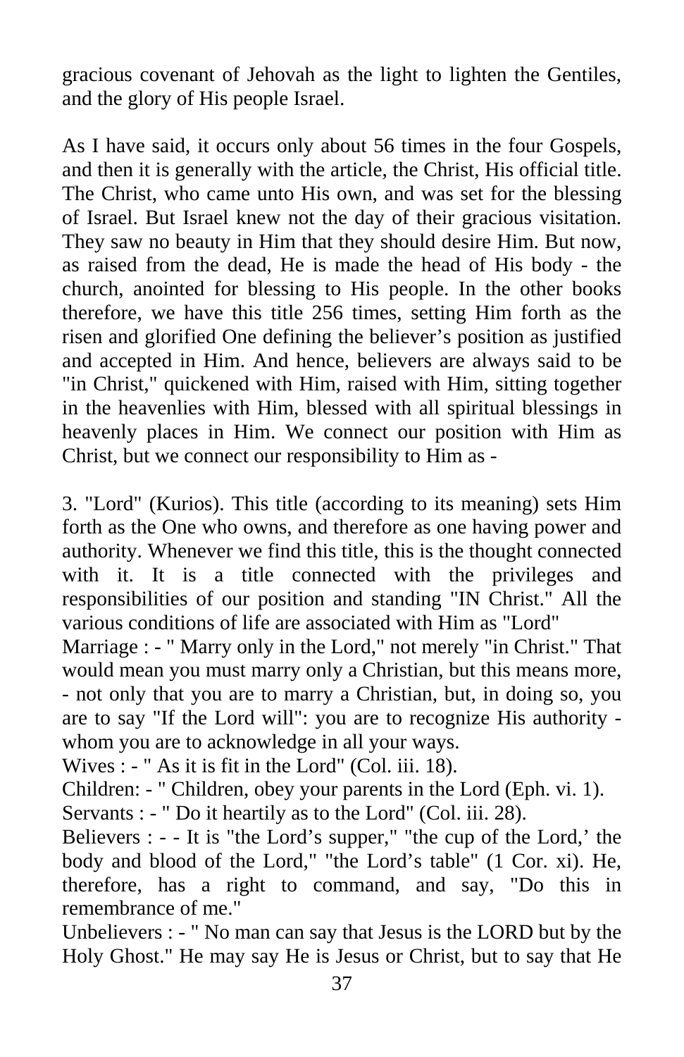gracious covenant of Jehovah as the light to lighten the Gentiles, and the glory of His people Israel.

As I have said, it occurs only about 56 times in the four Gospels, and then it is generally with the article, the Christ, His official title. The Christ, who came unto His own, and was set for the blessing of Israel. But Israel knew not the day of their gracious visitation. They saw no beauty in Him that they should desire Him. But now, as raised from the dead, He is made the head of His body - the church, anointed for blessing to His people. In the other books therefore, we have this title 256 times, setting Him forth as the risen and glorified One defining the believer's position as justified and accepted in Him. And hence, believers are always said to be "in Christ," quickened with Him, raised with Him, sitting together in the heavenlies with Him, blessed with all spiritual blessings in heavenly places in Him. We connect our position with Him as Christ, but we connect our responsibility to Him as -

3. "Lord" (Kurios). This title (according to its meaning) sets Him forth as the One who owns, and therefore as one having power and authority. Whenever we find this title, this is the thought connected with it. It is a title connected with the privileges and responsibilities of our position and standing "IN Christ." All the various conditions of life are associated with Him as "Lord"
Marriage : - " Marry only in the Lord," not merely "in Christ." That would mean you must marry only a Christian, but this means more, - not only that you are to marry a Christian, but, in doing so, you are to say "If the Lord will": you are to recognize His authority - whom you are to acknowledge in all your ways.
Wives : - " As it is fit in the Lord" (Col. iii. 18).
Children: - " Children, obey your parents in the Lord (Eph. vi. 1).
Servants : - " Do it heartily as to the Lord" (Col. iii. 28).
Believers : - - It is "the Lord's supper," "the cup of the Lord,' the body and blood of the Lord," "the Lord's table" (1 Cor. xi). He, therefore, has a right to command, and say, "Do this in remembrance of me."
Unbelievers : - " No man can say that Jesus is the LORD but by the Holy Ghost." He may say He is Jesus or Christ, but to say that He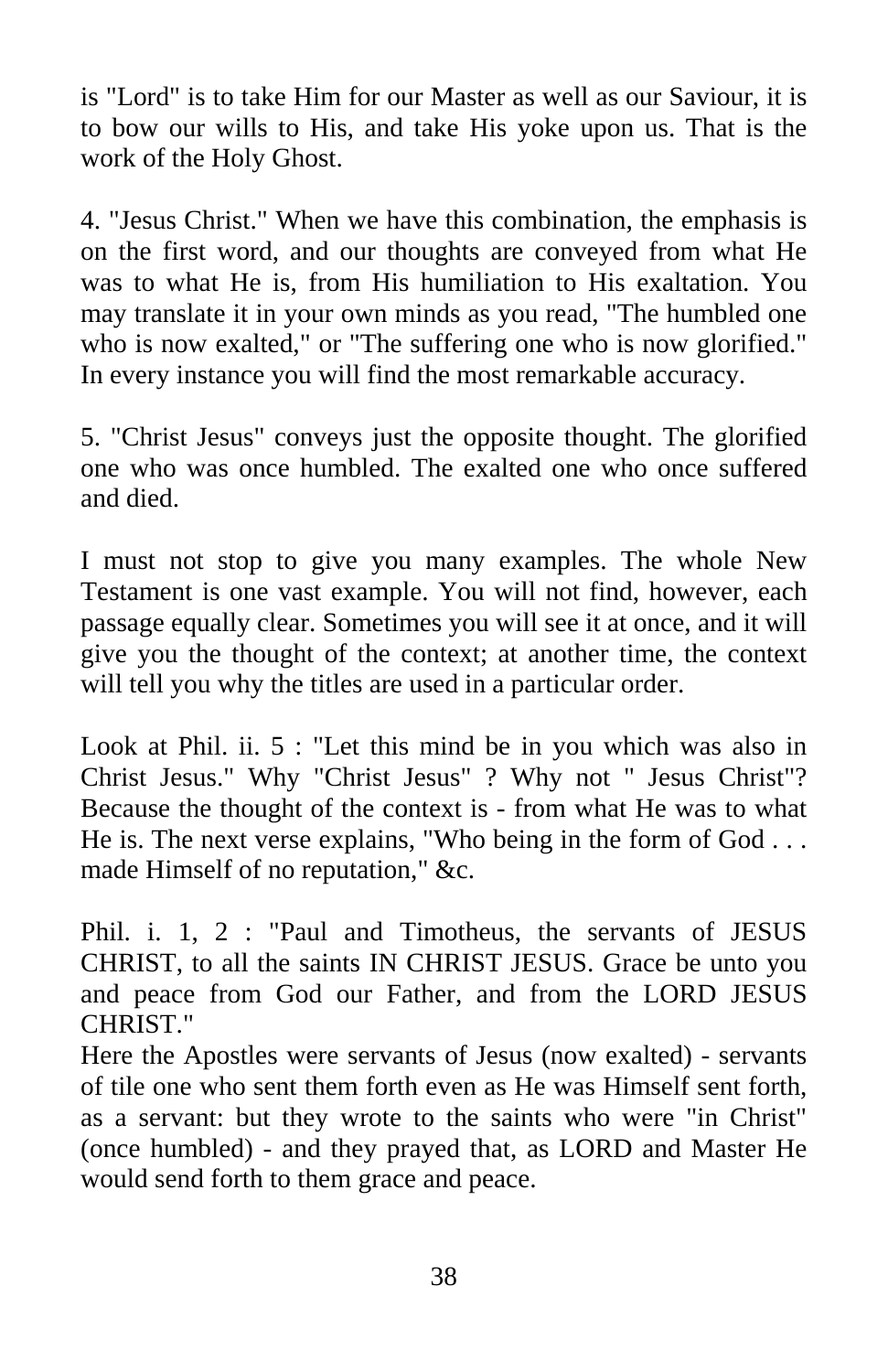is "Lord" is to take Him for our Master as well as our Saviour, it is to bow our wills to His, and take His yoke upon us. That is the work of the Holy Ghost.

4. "Jesus Christ." When we have this combination, the emphasis is on the first word, and our thoughts are conveyed from what He was to what He is, from His humiliation to His exaltation. You may translate it in your own minds as you read, "The humbled one who is now exalted," or "The suffering one who is now glorified." In every instance you will find the most remarkable accuracy.

5. "Christ Jesus" conveys just the opposite thought. The glorified one who was once humbled. The exalted one who once suffered and died.

I must not stop to give you many examples. The whole New Testament is one vast example. You will not find, however, each passage equally clear. Sometimes you will see it at once, and it will give you the thought of the context; at another time, the context will tell you why the titles are used in a particular order.

Look at Phil. ii. 5 : "Let this mind be in you which was also in Christ Jesus." Why "Christ Jesus" ? Why not " Jesus Christ"? Because the thought of the context is - from what He was to what He is. The next verse explains, "Who being in the form of God . . . made Himself of no reputation," &c.

Phil. i. 1, 2 : "Paul and Timotheus, the servants of JESUS CHRIST, to all the saints IN CHRIST JESUS. Grace be unto you and peace from God our Father, and from the LORD JESUS CHRIST."
Here the Apostles were servants of Jesus (now exalted) - servants of tile one who sent them forth even as He was Himself sent forth, as a servant: but they wrote to the saints who were "in Christ" (once humbled) - and they prayed that, as LORD and Master He would send forth to them grace and peace.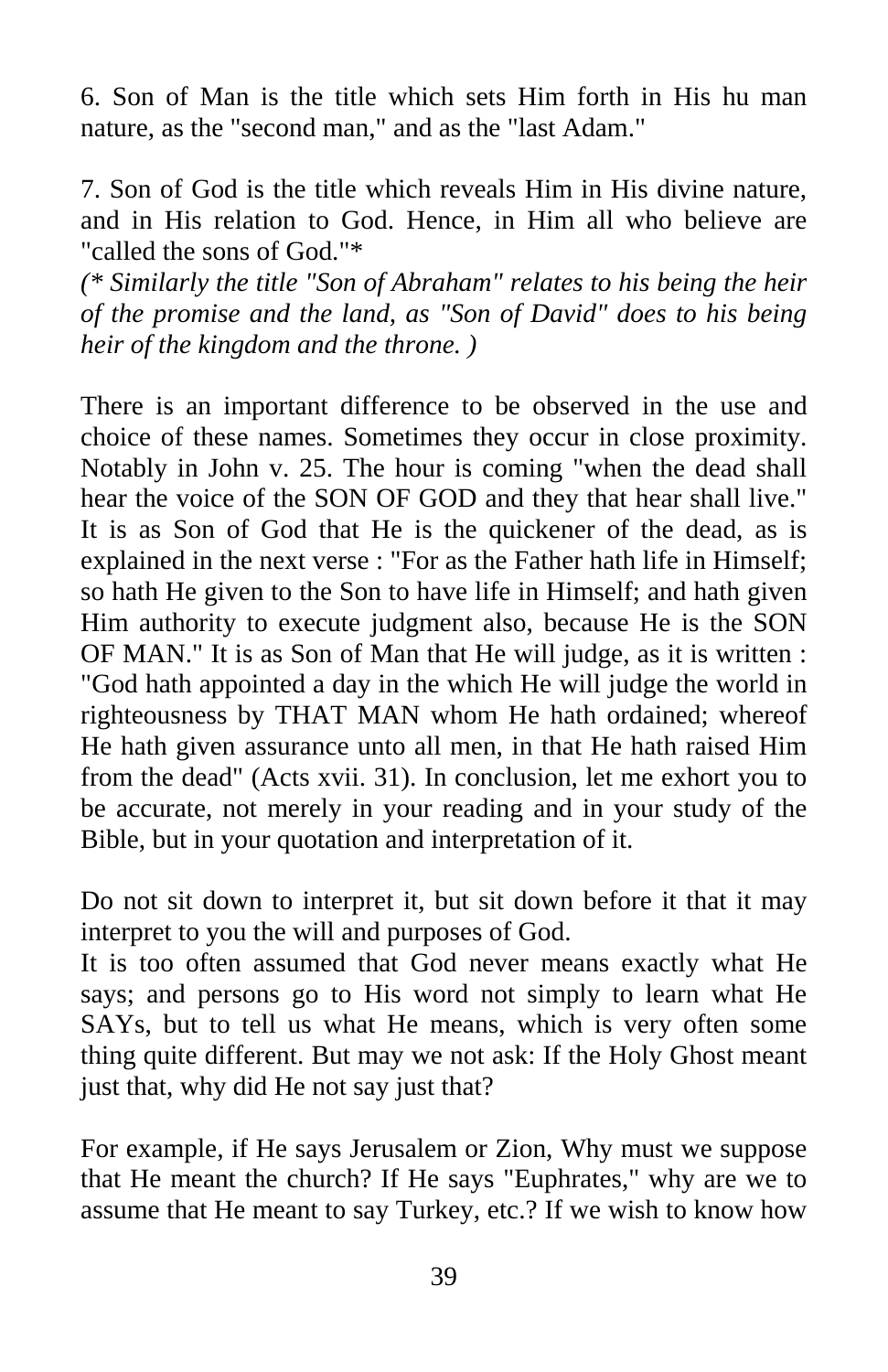6. Son of Man is the title which sets Him forth in His hu man nature, as the "second man," and as the "last Adam."

7. Son of God is the title which reveals Him in His divine nature, and in His relation to God. Hence, in Him all who believe are "called the sons of God."*

*(* Similarly the title "Son of Abraham" relates to his being the heir of the promise and the land, as "Son of David" does to his being heir of the kingdom and the throne. )*

There is an important difference to be observed in the use and choice of these names. Sometimes they occur in close proximity. Notably in John v. 25. The hour is coming "when the dead shall hear the voice of the SON OF GOD and they that hear shall live." It is as Son of God that He is the quickener of the dead, as is explained in the next verse : "For as the Father hath life in Himself; so hath He given to the Son to have life in Himself; and hath given Him authority to execute judgment also, because He is the SON OF MAN." It is as Son of Man that He will judge, as it is written : "God hath appointed a day in the which He will judge the world in righteousness by THAT MAN whom He hath ordained; whereof He hath given assurance unto all men, in that He hath raised Him from the dead" (Acts xvii. 31). In conclusion, let me exhort you to be accurate, not merely in your reading and in your study of the Bible, but in your quotation and interpretation of it.

Do not sit down to interpret it, but sit down before it that it may interpret to you the will and purposes of God.
It is too often assumed that God never means exactly what He says; and persons go to His word not simply to learn what He SAYs, but to tell us what He means, which is very often some thing quite different. But may we not ask: If the Holy Ghost meant just that, why did He not say just that?

For example, if He says Jerusalem or Zion, Why must we suppose that He meant the church? If He says "Euphrates," why are we to assume that He meant to say Turkey, etc.? If we wish to know how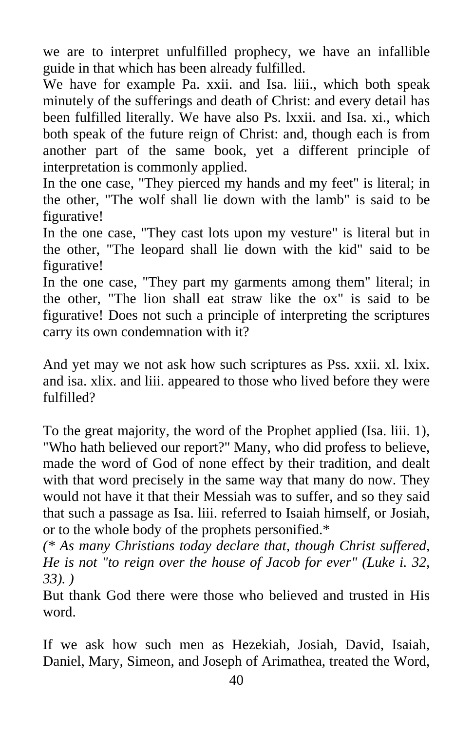we are to interpret unfulfilled prophecy, we have an infallible guide in that which has been already fulfilled.

We have for example Pa. xxii. and Isa. liii., which both speak minutely of the sufferings and death of Christ: and every detail has been fulfilled literally. We have also Ps. lxxii. and Isa. xi., which both speak of the future reign of Christ: and, though each is from another part of the same book, yet a different principle of interpretation is commonly applied.

In the one case, "They pierced my hands and my feet" is literal; in the other, "The wolf shall lie down with the lamb" is said to be figurative!

In the one case, "They cast lots upon my vesture" is literal but in the other, "The leopard shall lie down with the kid" said to be figurative!

In the one case, "They part my garments among them" literal; in the other, "The lion shall eat straw like the ox" is said to be figurative! Does not such a principle of interpreting the scriptures carry its own condemnation with it?

And yet may we not ask how such scriptures as Pss. xxii. xl. lxix. and isa. xlix. and liii. appeared to those who lived before they were fulfilled?

To the great majority, the word of the Prophet applied (Isa. liii. 1), "Who hath believed our report?" Many, who did profess to believe, made the word of God of none effect by their tradition, and dealt with that word precisely in the same way that many do now. They would not have it that their Messiah was to suffer, and so they said that such a passage as Isa. liii. referred to Isaiah himself, or Josiah, or to the whole body of the prophets personified.*

*(* As many Christians today declare that, though Christ suffered, He is not "to reign over the house of Jacob for ever" (Luke i. 32, 33). )*

But thank God there were those who believed and trusted in His word.

If we ask how such men as Hezekiah, Josiah, David, Isaiah, Daniel, Mary, Simeon, and Joseph of Arimathea, treated the Word,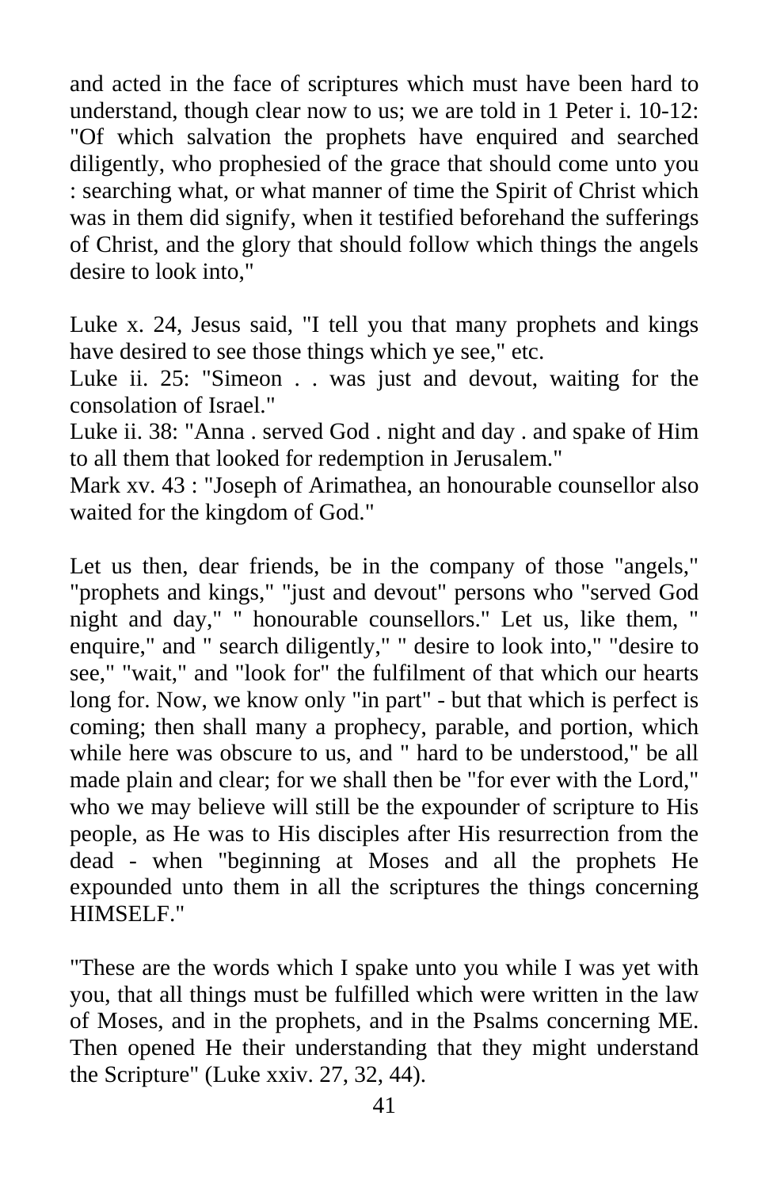and acted in the face of scriptures which must have been hard to understand, though clear now to us; we are told in 1 Peter i. 10-12: "Of which salvation the prophets have enquired and searched diligently, who prophesied of the grace that should come unto you : searching what, or what manner of time the Spirit of Christ which was in them did signify, when it testified beforehand the sufferings of Christ, and the glory that should follow which things the angels desire to look into,"

Luke x. 24, Jesus said, "I tell you that many prophets and kings have desired to see those things which ye see," etc.
Luke ii. 25: "Simeon . . was just and devout, waiting for the consolation of Israel."
Luke ii. 38: "Anna . served God . night and day . and spake of Him to all them that looked for redemption in Jerusalem."
Mark xv. 43 : "Joseph of Arimathea, an honourable counsellor also waited for the kingdom of God."

Let us then, dear friends, be in the company of those "angels," "prophets and kings," "just and devout" persons who "served God night and day," " honourable counsellors." Let us, like them, " enquire," and " search diligently," " desire to look into," "desire to see," "wait," and "look for" the fulfilment of that which our hearts long for. Now, we know only "in part" - but that which is perfect is coming; then shall many a prophecy, parable, and portion, which while here was obscure to us, and " hard to be understood," be all made plain and clear; for we shall then be "for ever with the Lord," who we may believe will still be the expounder of scripture to His people, as He was to His disciples after His resurrection from the dead - when "beginning at Moses and all the prophets He expounded unto them in all the scriptures the things concerning HIMSELF."

"These are the words which I spake unto you while I was yet with you, that all things must be fulfilled which were written in the law of Moses, and in the prophets, and in the Psalms concerning ME. Then opened He their understanding that they might understand the Scripture" (Luke xxiv. 27, 32, 44).